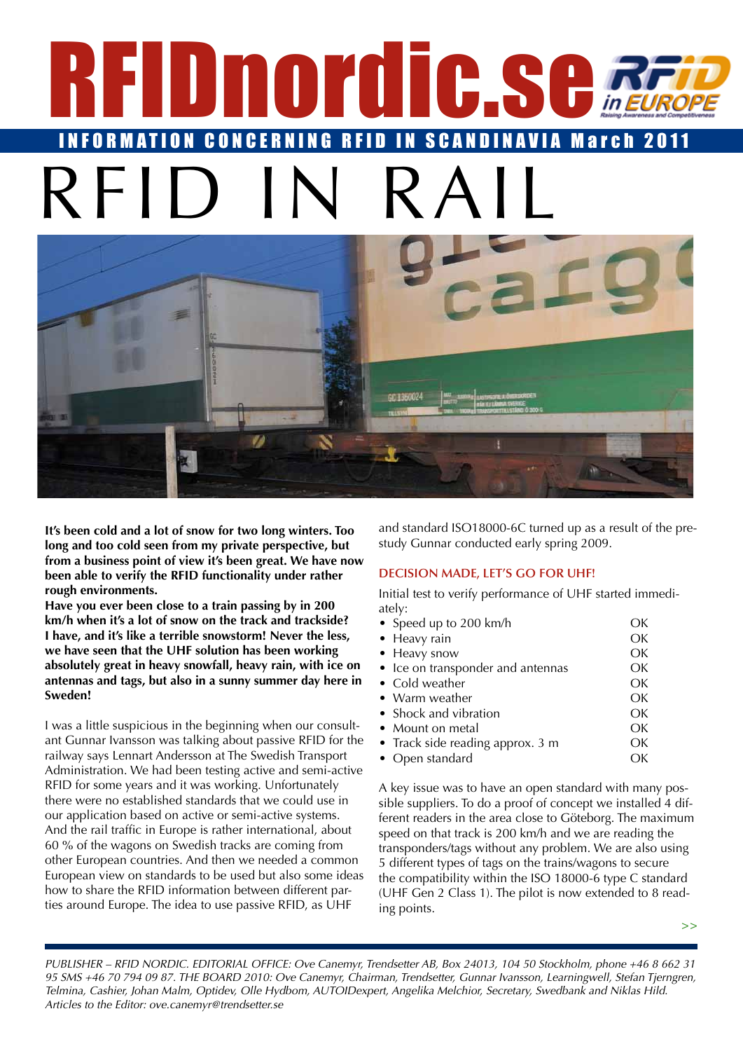# RFIDnordic.se

INFORMATION CONCERNING RFID IN SCANDINAVIA March 2011

# RFID IN RAIL

**It's been cold and a lot of snow for two long winters. Too long and too cold seen from my private perspective, but from a business point of view it's been great. We have now been able to verify the RFID functionality under rather rough environments.**
**Have you ever been close to a train passing by in 200 km/h when it's a lot of snow on the track and trackside? I have, and it's like a terrible snowstorm! Never the less, we have seen that the UHF solution has been working absolutely great in heavy snowfall, heavy rain, with ice on antennas and tags, but also in a sunny summer day here in Sweden!**

I was a little suspicious in the beginning when our consultant Gunnar Ivansson was talking about passive RFID for the railway says Lennart Andersson at The Swedish Transport Administration. We had been testing active and semi-active RFID for some years and it was working. Unfortunately there were no established standards that we could use in our application based on active or semi-active systems. And the rail traffic in Europe is rather international, about 60 % of the wagons on Swedish tracks are coming from other European countries. And then we needed a common European view on standards to be used but also some ideas how to share the RFID information between different parties around Europe. The idea to use passive RFID, as UHF and standard ISO18000-6C turned up as a result of the prestudy Gunnar conducted early spring 2009.

## DECISION MADE, LET'S GO FOR UHF!

Initial test to verify performance of UHF started immediately:

- Speed up to 200 km/h — OK
- Heavy rain — OK
- Heavy snow — OK
- Ice on transponder and antennas — OK
- Cold weather — OK
- Warm weather — OK
- Shock and vibration — OK
- Mount on metal — OK
- Track side reading approx. 3 m — OK
- Open standard — OK

A key issue was to have an open standard with many possible suppliers. To do a proof of concept we installed 4 different readers in the area close to Göteborg. The maximum speed on that track is 200 km/h and we are reading the transponders/tags without any problem. We are also using 5 different types of tags on the trains/wagons to secure the compatibility within the ISO 18000-6 type C standard (UHF Gen 2 Class 1). The pilot is now extended to 8 reading points.

>>

*PUBLISHER – RFID NORDIC. EDITORIAL OFFICE: Ove Canemyr, Trendsetter AB, Box 24013, 104 50 Stockholm, phone +46 8 662 31 95 SMS +46 70 794 09 87. THE BOARD 2010: Ove Canemyr, Chairman, Trendsetter, Gunnar Ivansson, Learningwell, Stefan Tjerngren, Telmina, Cashier, Johan Malm, Optidev, Olle Hydbom, AUTOIDexpert, Angelika Melchior, Secretary, Swedbank and Niklas Hild. Articles to the Editor: ove.canemyr@trendsetter.se*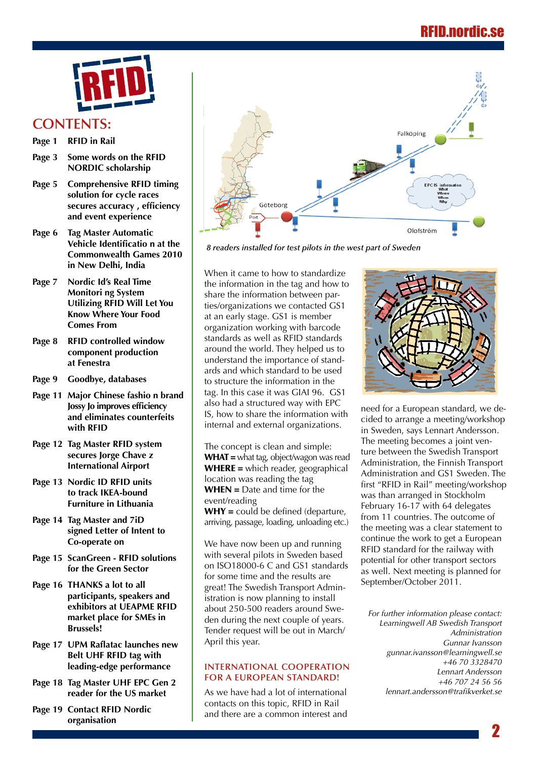## CONTENTS:

- Page 1 RFID in Rail
- Page 3 Some words on the RFID NORDIC scholarship
- Page 5 Comprehensive RFID timing solution for cycle races secures accuracy , efficiency and event experience
- Page 6 Tag Master Automatic Vehicle Identificatio n at the Commonwealth Games 2010 in New Delhi, India
- Page 7 Nordic Id's Real Time Monitori ng System Utilizing RFID Will Let You Know Where Your Food Comes From
- Page 8 RFID controlled window component production at Fenestra
- Page 9 Goodbye, databases
- Page 11 Major Chinese fashio n brand Jossy Jo improves efficiency and eliminates counterfeits with RFID
- Page 12 Tag Master RFID system secures Jorge Chave z International Airport
- Page 13 Nordic ID RFID units to track IKEA-bound Furniture in Lithuania
- Page 14 Tag Master and 7iD signed Letter of Intent to Co-operate on
- Page 15 ScanGreen - RFID solutions for the Green Sector
- Page 16 THANKS a lot to all participants, speakers and exhibitors at UEAPME RFID market place for SMEs in Brussels!
- Page 17 UPM Raflatac launches new Belt UHF RFID tag with leading-edge performance
- Page 18 Tag Master UHF EPC Gen 2 reader for the US market
- Page 19 Contact RFID Nordic organisation

*8 readers installed for test pilots in the west part of Sweden*

When it came to how to standardize the information in the tag and how to share the information between parties/organizations we contacted GS1 at an early stage. GS1 is member organization working with barcode standards as well as RFID standards around the world. They helped us to understand the importance of standards and which standard to be used to structure the information in the tag. In this case it was GIAI 96. GS1 also had a structured way with EPC IS, how to share the information with internal and external organizations.

The concept is clean and simple:
**WHAT =** what tag, object/wagon was read
**WHERE =** which reader, geographical location was reading the tag
**WHEN =** Date and time for the event/reading
**WHY =** could be defined (departure, arriving, passage, loading, unloading etc.)

We have now been up and running with several pilots in Sweden based on ISO18000-6 C and GS1 standards for some time and the results are great! The Swedish Transport Administration is now planning to install about 250-500 readers around Sweden during the next couple of years. Tender request will be out in March/April this year.

### INTERNATIONAL COOPERATION FOR A EUROPEAN STANDARD!

As we have had a lot of international contacts on this topic, RFID in Rail and there are a common interest and need for a European standard, we decided to arrange a meeting/workshop in Sweden, says Lennart Andersson. The meeting becomes a joint venture between the Swedish Transport Administration, the Finnish Transport Administration and GS1 Sweden. The first "RFID in Rail" meeting/workshop was than arranged in Stockholm February 16-17 with 64 delegates from 11 countries. The outcome of the meeting was a clear statement to continue the work to get a European RFID standard for the railway with potential for other transport sectors as well. Next meeting is planned for September/October 2011.

*For further information please contact:*
*Learningwell AB Swedish Transport Administration*
*Gunnar Ivansson*
*gunnar.ivansson@learningwell.se*
*+46 70 3328470*
*Lennart Andersson*
*+46 707 24 56 56*
*lennart.andersson@trafikverket.se*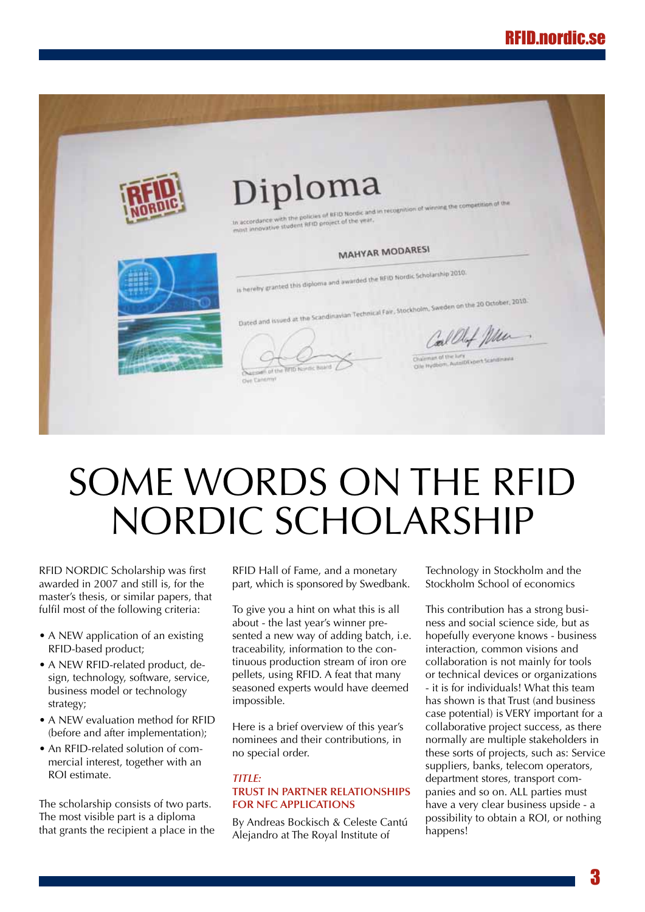# SOME WORDS ON THE RFID NORDIC SCHOLARSHIP

RFID NORDIC Scholarship was first awarded in 2007 and still is, for the master's thesis, or similar papers, that fulfil most of the following criteria:

- A NEW application of an existing RFID-based product;
- A NEW RFID-related product, design, technology, software, service, business model or technology strategy;
- A NEW evaluation method for RFID (before and after implementation);
- An RFID-related solution of commercial interest, together with an ROI estimate.

The scholarship consists of two parts. The most visible part is a diploma that grants the recipient a place in the RFID Hall of Fame, and a monetary part, which is sponsored by Swedbank.

To give you a hint on what this is all about - the last year's winner presented a new way of adding batch, i.e. traceability, information to the continuous production stream of iron ore pellets, using RFID. A feat that many seasoned experts would have deemed impossible.

Here is a brief overview of this year's nominees and their contributions, in no special order.

### *TITLE:* TRUST IN PARTNER RELATIONSHIPS FOR NFC APPLICATIONS

By Andreas Bockisch & Celeste Cantú Alejandro at The Royal Institute of Technology in Stockholm and the Stockholm School of economics

This contribution has a strong business and social science side, but as hopefully everyone knows - business interaction, common visions and collaboration is not mainly for tools or technical devices or organizations - it is for individuals! What this team has shown is that Trust (and business case potential) is VERY important for a collaborative project success, as there normally are multiple stakeholders in these sorts of projects, such as: Service suppliers, banks, telecom operators, department stores, transport companies and so on. ALL parties must have a very clear business upside - a possibility to obtain a ROI, or nothing happens!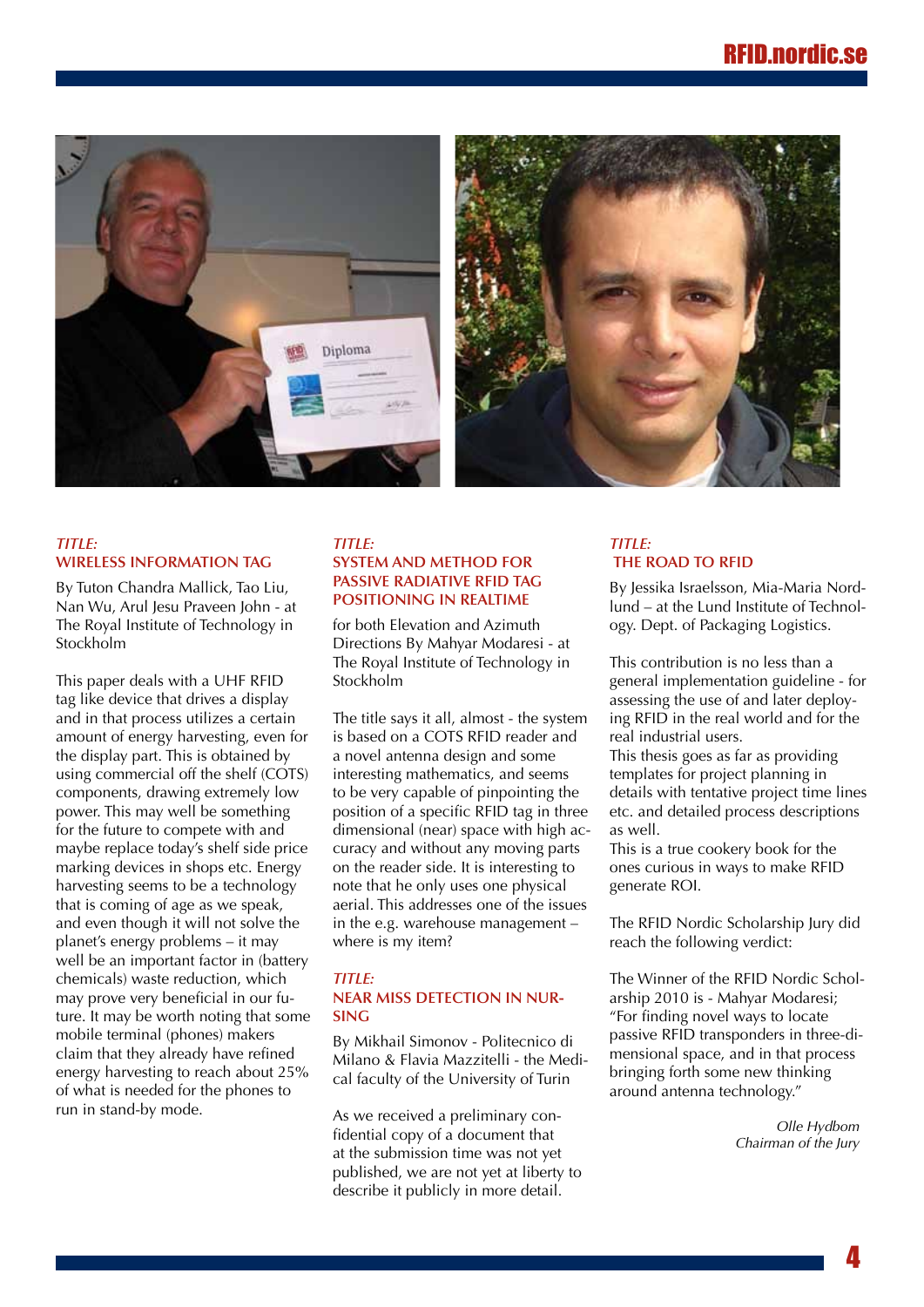*TITLE:*
**WIRELESS INFORMATION TAG**

By Tuton Chandra Mallick, Tao Liu, Nan Wu, Arul Jesu Praveen John - at The Royal Institute of Technology in Stockholm

This paper deals with a UHF RFID tag like device that drives a display and in that process utilizes a certain amount of energy harvesting, even for the display part. This is obtained by using commercial off the shelf (COTS) components, drawing extremely low power. This may well be something for the future to compete with and maybe replace today's shelf side price marking devices in shops etc. Energy harvesting seems to be a technology that is coming of age as we speak, and even though it will not solve the planet's energy problems – it may well be an important factor in (battery chemicals) waste reduction, which may prove very beneficial in our future. It may be worth noting that some mobile terminal (phones) makers claim that they already have refined energy harvesting to reach about 25% of what is needed for the phones to run in stand-by mode.

*TITLE:*
**SYSTEM AND METHOD FOR PASSIVE RADIATIVE RFID TAG POSITIONING IN REALTIME**

for both Elevation and Azimuth Directions By Mahyar Modaresi - at The Royal Institute of Technology in Stockholm

The title says it all, almost - the system is based on a COTS RFID reader and a novel antenna design and some interesting mathematics, and seems to be very capable of pinpointing the position of a specific RFID tag in three dimensional (near) space with high accuracy and without any moving parts on the reader side. It is interesting to note that he only uses one physical aerial. This addresses one of the issues in the e.g. warehouse management – where is my item?

*TITLE:*
**NEAR MISS DETECTION IN NURSING**

By Mikhail Simonov - Politecnico di Milano & Flavia Mazzitelli - the Medical faculty of the University of Turin

As we received a preliminary confidential copy of a document that at the submission time was not yet published, we are not yet at liberty to describe it publicly in more detail.

*TITLE:*
**THE ROAD TO RFID**

By Jessika Israelsson, Mia-Maria Nordlund – at the Lund Institute of Technology. Dept. of Packaging Logistics.

This contribution is no less than a general implementation guideline - for assessing the use of and later deploying RFID in the real world and for the real industrial users.
This thesis goes as far as providing templates for project planning in details with tentative project time lines etc. and detailed process descriptions as well.
This is a true cookery book for the ones curious in ways to make RFID generate ROI.

The RFID Nordic Scholarship Jury did reach the following verdict:

The Winner of the RFID Nordic Scholarship 2010 is - Mahyar Modaresi; "For finding novel ways to locate passive RFID transponders in three-dimensional space, and in that process bringing forth some new thinking around antenna technology."

*Olle Hydbom*
*Chairman of the Jury*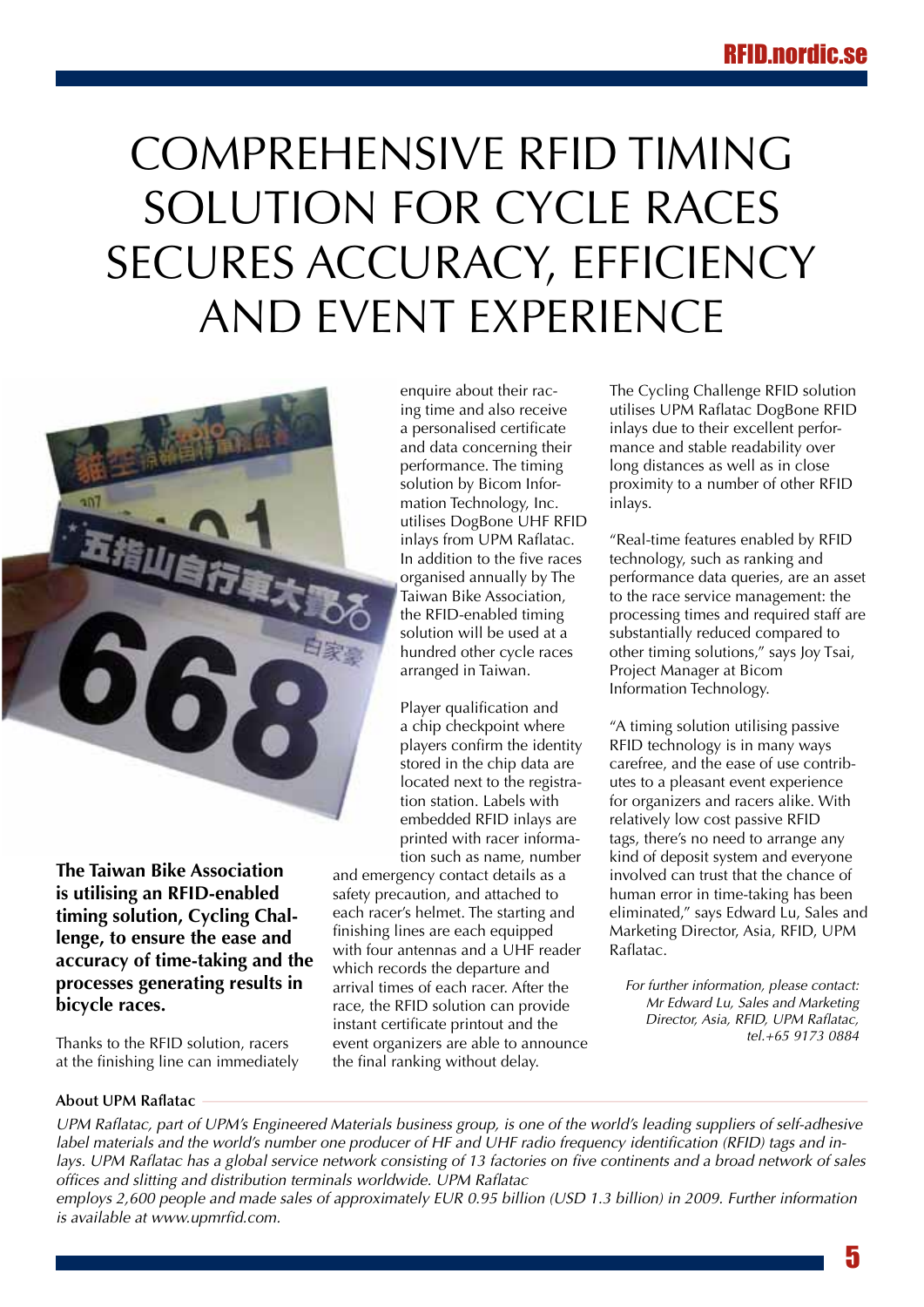# COMPREHENSIVE RFID TIMING SOLUTION FOR CYCLE RACES SECURES ACCURACY, EFFICIENCY AND EVENT EXPERIENCE

**The Taiwan Bike Association is utilising an RFID-enabled timing solution, Cycling Challenge, to ensure the ease and accuracy of time-taking and the processes generating results in bicycle races.**

Thanks to the RFID solution, racers at the finishing line can immediately enquire about their racing time and also receive a personalised certificate and data concerning their performance. The timing solution by Bicom Information Technology, Inc. utilises DogBone UHF RFID inlays from UPM Raflatac. In addition to the five races organised annually by The Taiwan Bike Association, the RFID-enabled timing solution will be used at a hundred other cycle races arranged in Taiwan.

Player qualification and a chip checkpoint where players confirm the identity stored in the chip data are located next to the registration station. Labels with embedded RFID inlays are printed with racer information such as name, number and emergency contact details as a safety precaution, and attached to each racer's helmet. The starting and finishing lines are each equipped with four antennas and a UHF reader which records the departure and arrival times of each racer. After the race, the RFID solution can provide instant certificate printout and the event organizers are able to announce the final ranking without delay.

The Cycling Challenge RFID solution utilises UPM Raflatac DogBone RFID inlays due to their excellent performance and stable readability over long distances as well as in close proximity to a number of other RFID inlays.

"Real-time features enabled by RFID technology, such as ranking and performance data queries, are an asset to the race service management: the processing times and required staff are substantially reduced compared to other timing solutions," says Joy Tsai, Project Manager at Bicom Information Technology.

"A timing solution utilising passive RFID technology is in many ways carefree, and the ease of use contributes to a pleasant event experience for organizers and racers alike. With relatively low cost passive RFID tags, there's no need to arrange any kind of deposit system and everyone involved can trust that the chance of human error in time-taking has been eliminated," says Edward Lu, Sales and Marketing Director, Asia, RFID, UPM Raflatac.

*For further information, please contact: Mr Edward Lu, Sales and Marketing Director, Asia, RFID, UPM Raflatac, tel.+65 9173 0884*

**About UPM Raflatac**

*UPM Raflatac, part of UPM's Engineered Materials business group, is one of the world's leading suppliers of self-adhesive label materials and the world's number one producer of HF and UHF radio frequency identification (RFID) tags and inlays. UPM Raflatac has a global service network consisting of 13 factories on five continents and a broad network of sales offices and slitting and distribution terminals worldwide. UPM Raflatac employs 2,600 people and made sales of approximately EUR 0.95 billion (USD 1.3 billion) in 2009. Further information is available at www.upmrfid.com.*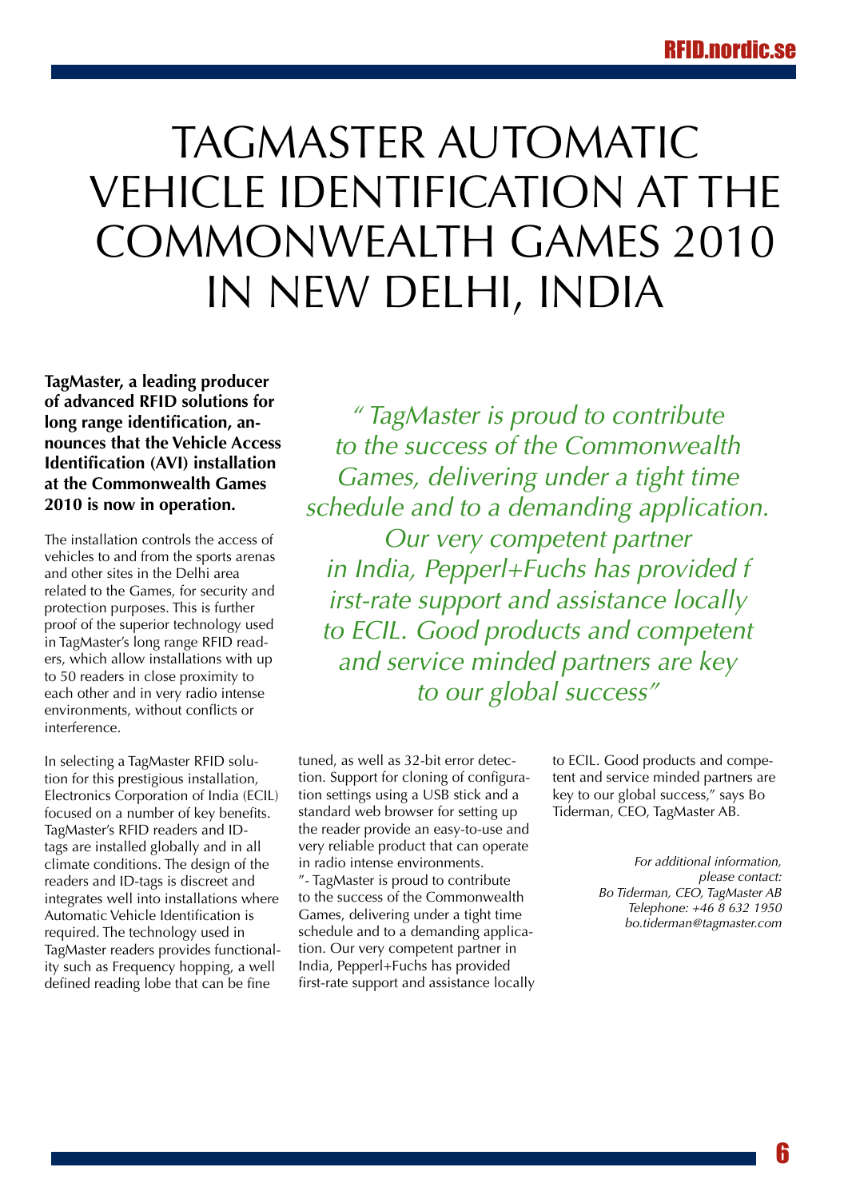# TAGMASTER AUTOMATIC VEHICLE IDENTIFICATION AT THE COMMONWEALTH GAMES 2010 IN NEW DELHI, INDIA

**TagMaster, a leading producer of advanced RFID solutions for long range identification, announces that the Vehicle Access Identification (AVI) installation at the Commonwealth Games 2010 is now in operation.**

*" TagMaster is proud to contribute to the success of the Commonwealth Games, delivering under a tight time schedule and to a demanding application. Our very competent partner in India, Pepperl+Fuchs has provided f irst-rate support and assistance locally to ECIL. Good products and competent and service minded partners are key to our global success"*

The installation controls the access of vehicles to and from the sports arenas and other sites in the Delhi area related to the Games, for security and protection purposes. This is further proof of the superior technology used in TagMaster's long range RFID readers, which allow installations with up to 50 readers in close proximity to each other and in very radio intense environments, without conflicts or interference.

In selecting a TagMaster RFID solution for this prestigious installation, Electronics Corporation of India (ECIL) focused on a number of key benefits. TagMaster's RFID readers and ID-tags are installed globally and in all climate conditions. The design of the readers and ID-tags is discreet and integrates well into installations where Automatic Vehicle Identification is required. The technology used in TagMaster readers provides functionality such as Frequency hopping, a well defined reading lobe that can be fine tuned, as well as 32-bit error detection. Support for cloning of configuration settings using a USB stick and a standard web browser for setting up the reader provide an easy-to-use and very reliable product that can operate in radio intense environments.

"- TagMaster is proud to contribute to the success of the Commonwealth Games, delivering under a tight time schedule and to a demanding application. Our very competent partner in India, Pepperl+Fuchs has provided first-rate support and assistance locally to ECIL. Good products and competent and service minded partners are key to our global success," says Bo Tiderman, CEO, TagMaster AB.

*For additional information, please contact:*
*Bo Tiderman, CEO, TagMaster AB*
*Telephone: +46 8 632 1950*
*bo.tiderman@tagmaster.com*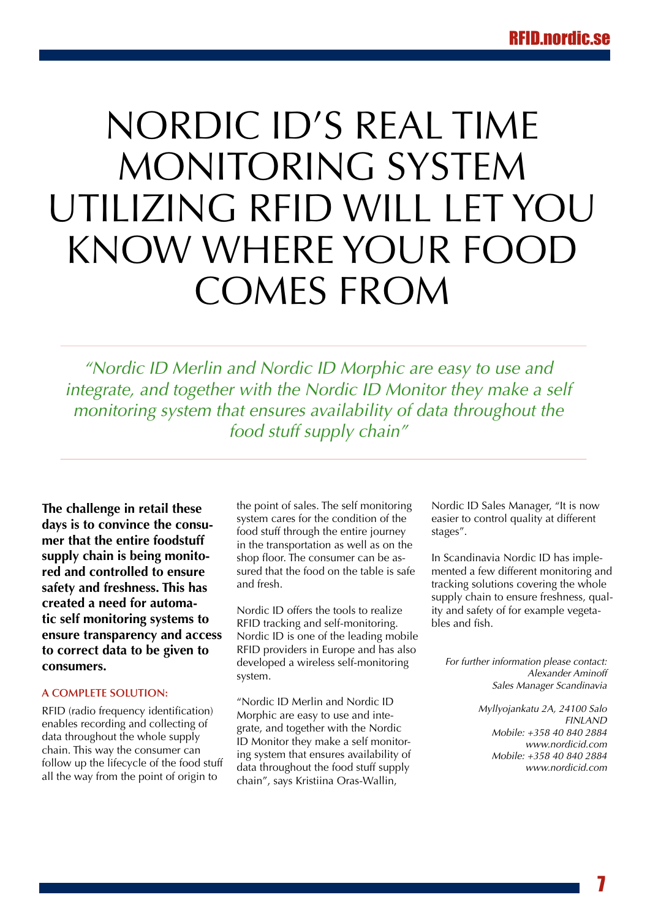# NORDIC ID'S REAL TIME MONITORING SYSTEM UTILIZING RFID WILL LET YOU KNOW WHERE YOUR FOOD COMES FROM

*"Nordic ID Merlin and Nordic ID Morphic are easy to use and integrate, and together with the Nordic ID Monitor they make a self monitoring system that ensures availability of data throughout the food stuff supply chain"*

**The challenge in retail these days is to convince the consumer that the entire foodstuff supply chain is being monitored and controlled to ensure safety and freshness. This has created a need for automatic self monitoring systems to ensure transparency and access to correct data to be given to consumers.**

#### A COMPLETE SOLUTION:

RFID (radio frequency identification) enables recording and collecting of data throughout the whole supply chain. This way the consumer can follow up the lifecycle of the food stuff all the way from the point of origin to the point of sales. The self monitoring system cares for the condition of the food stuff through the entire journey in the transportation as well as on the shop floor. The consumer can be assured that the food on the table is safe and fresh.

Nordic ID offers the tools to realize RFID tracking and self-monitoring. Nordic ID is one of the leading mobile RFID providers in Europe and has also developed a wireless self-monitoring system.

"Nordic ID Merlin and Nordic ID Morphic are easy to use and integrate, and together with the Nordic ID Monitor they make a self monitoring system that ensures availability of data throughout the food stuff supply chain", says Kristiina Oras-Wallin, Nordic ID Sales Manager, "It is now easier to control quality at different stages".

In Scandinavia Nordic ID has implemented a few different monitoring and tracking solutions covering the whole supply chain to ensure freshness, quality and safety of for example vegetables and fish.

*For further information please contact:*
*Alexander Aminoff*
*Sales Manager Scandinavia*

*Myllyojankatu 2A, 24100 Salo*
*FINLAND*
*Mobile: +358 40 840 2884*
*www.nordicid.com*
*Mobile: +358 40 840 2884*
*www.nordicid.com*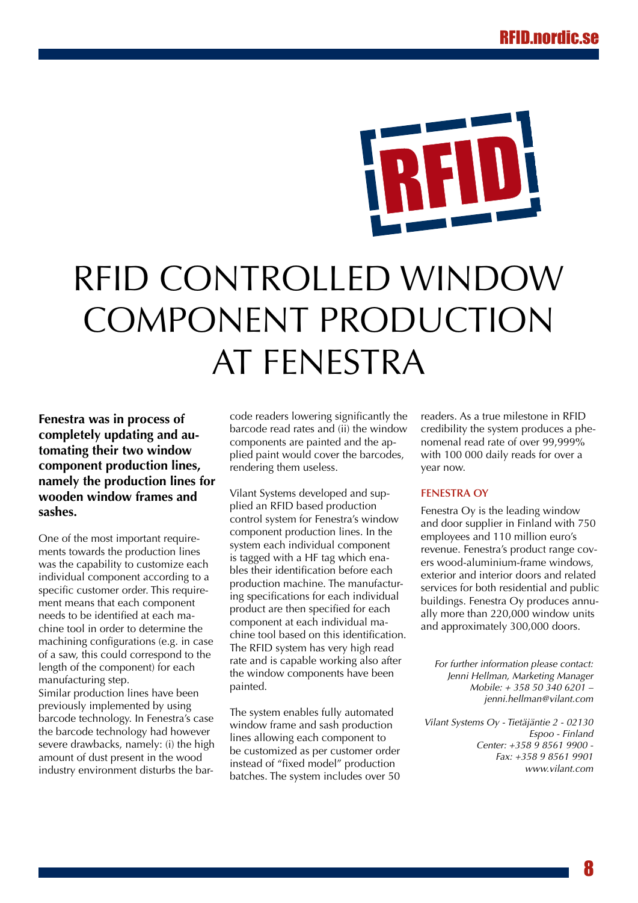# RFID CONTROLLED WINDOW COMPONENT PRODUCTION AT FENESTRA

**Fenestra was in process of completely updating and automating their two window component production lines, namely the production lines for wooden window frames and sashes.**

One of the most important requirements towards the production lines was the capability to customize each individual component according to a specific customer order. This requirement means that each component needs to be identified at each machine tool in order to determine the machining configurations (e.g. in case of a saw, this could correspond to the length of the component) for each manufacturing step.

Similar production lines have been previously implemented by using barcode technology. In Fenestra's case the barcode technology had however severe drawbacks, namely: (i) the high amount of dust present in the wood industry environment disturbs the barcode readers lowering significantly the barcode read rates and (ii) the window components are painted and the applied paint would cover the barcodes, rendering them useless.

Vilant Systems developed and supplied an RFID based production control system for Fenestra's window component production lines. In the system each individual component is tagged with a HF tag which enables their identification before each production machine. The manufacturing specifications for each individual product are then specified for each component at each individual machine tool based on this identification. The RFID system has very high read rate and is capable working also after the window components have been painted.

The system enables fully automated window frame and sash production lines allowing each component to be customized as per customer order instead of "fixed model" production batches. The system includes over 50 readers. As a true milestone in RFID credibility the system produces a phenomenal read rate of over 99,999% with 100 000 daily reads for over a year now.

### FENESTRA OY

Fenestra Oy is the leading window and door supplier in Finland with 750 employees and 110 million euro's revenue. Fenestra's product range covers wood-aluminium-frame windows, exterior and interior doors and related services for both residential and public buildings. Fenestra Oy produces annually more than 220,000 window units and approximately 300,000 doors.

*For further information please contact:*
*Jenni Hellman, Marketing Manager*
*Mobile: + 358 50 340 6201 – jenni.hellman@vilant.com*

*Vilant Systems Oy - Tietäjäntie 2 - 02130 Espoo - Finland*
*Center: +358 9 8561 9900 - Fax: +358 9 8561 9901*
*www.vilant.com*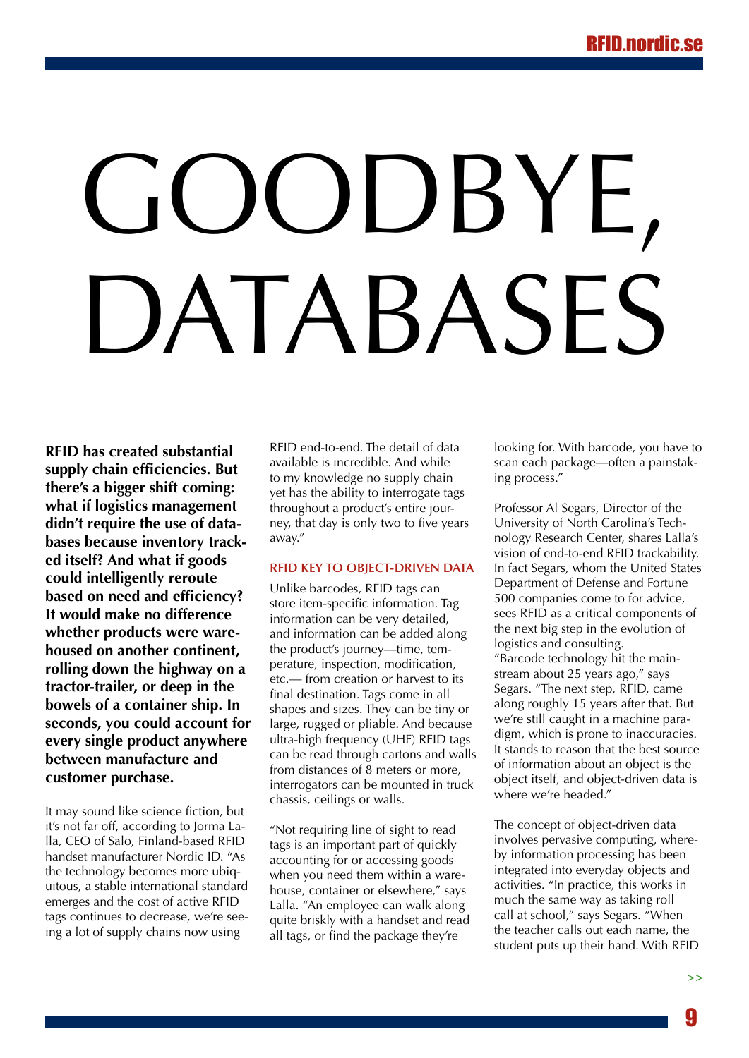# GOODBYE, DATABASES

**RFID has created substantial supply chain efficiencies. But there's a bigger shift coming: what if logistics management didn't require the use of databases because inventory tracked itself? And what if goods could intelligently reroute based on need and efficiency? It would make no difference whether products were warehoused on another continent, rolling down the highway on a tractor-trailer, or deep in the bowels of a container ship. In seconds, you could account for every single product anywhere between manufacture and customer purchase.**

It may sound like science fiction, but it's not far off, according to Jorma Lalla, CEO of Salo, Finland-based RFID handset manufacturer Nordic ID. "As the technology becomes more ubiquitous, a stable international standard emerges and the cost of active RFID tags continues to decrease, we're seeing a lot of supply chains now using RFID end-to-end. The detail of data available is incredible. And while to my knowledge no supply chain yet has the ability to interrogate tags throughout a product's entire journey, that day is only two to five years away."

### RFID KEY TO OBJECT-DRIVEN DATA

Unlike barcodes, RFID tags can store item-specific information. Tag information can be very detailed, and information can be added along the product's journey—time, temperature, inspection, modification, etc.— from creation or harvest to its final destination. Tags come in all shapes and sizes. They can be tiny or large, rugged or pliable. And because ultra-high frequency (UHF) RFID tags can be read through cartons and walls from distances of 8 meters or more, interrogators can be mounted in truck chassis, ceilings or walls.

"Not requiring line of sight to read tags is an important part of quickly accounting for or accessing goods when you need them within a warehouse, container or elsewhere," says Lalla. "An employee can walk along quite briskly with a handset and read all tags, or find the package they're looking for. With barcode, you have to scan each package—often a painstaking process."

Professor Al Segars, Director of the University of North Carolina's Technology Research Center, shares Lalla's vision of end-to-end RFID trackability. In fact Segars, whom the United States Department of Defense and Fortune 500 companies come to for advice, sees RFID as a critical components of the next big step in the evolution of logistics and consulting. "Barcode technology hit the mainstream about 25 years ago," says Segars. "The next step, RFID, came along roughly 15 years after that. But we're still caught in a machine paradigm, which is prone to inaccuracies. It stands to reason that the best source of information about an object is the object itself, and object-driven data is where we're headed."

The concept of object-driven data involves pervasive computing, whereby information processing has been integrated into everyday objects and activities. "In practice, this works in much the same way as taking roll call at school," says Segars. "When the teacher calls out each name, the student puts up their hand. With RFID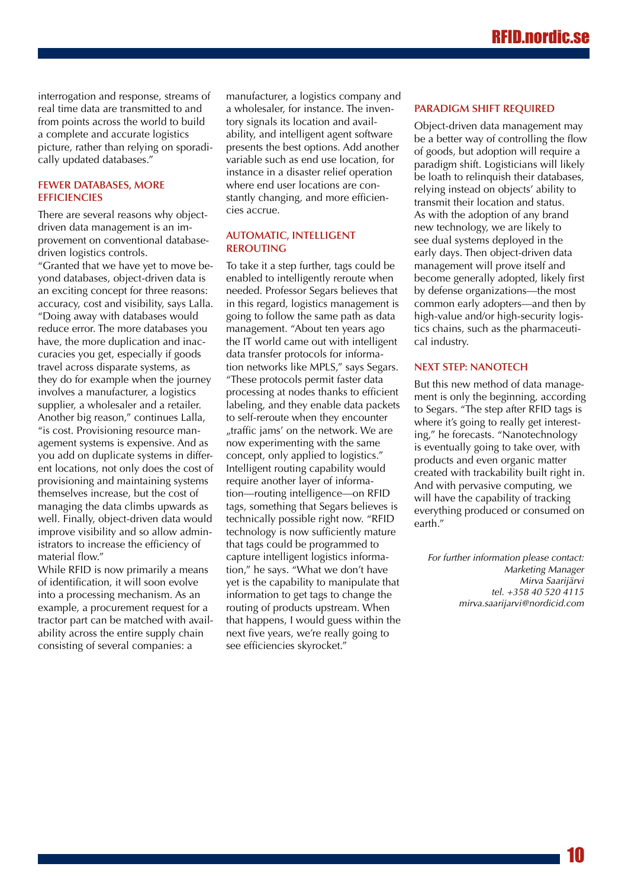interrogation and response, streams of real time data are transmitted to and from points across the world to build a complete and accurate logistics picture, rather than relying on sporadically updated databases."

### FEWER DATABASES, MORE EFFICIENCIES

There are several reasons why object-driven data management is an improvement on conventional database-driven logistics controls.

"Granted that we have yet to move beyond databases, object-driven data is an exciting concept for three reasons: accuracy, cost and visibility, says Lalla. "Doing away with databases would reduce error. The more databases you have, the more duplication and inaccuracies you get, especially if goods travel across disparate systems, as they do for example when the journey involves a manufacturer, a logistics supplier, a wholesaler and a retailer. Another big reason," continues Lalla, "is cost. Provisioning resource management systems is expensive. And as you add on duplicate systems in different locations, not only does the cost of provisioning and maintaining systems themselves increase, but the cost of managing the data climbs upwards as well. Finally, object-driven data would improve visibility and so allow administrators to increase the efficiency of material flow."

While RFID is now primarily a means of identification, it will soon evolve into a processing mechanism. As an example, a procurement request for a tractor part can be matched with availability across the entire supply chain consisting of several companies: a manufacturer, a logistics company and a wholesaler, for instance. The inventory signals its location and availability, and intelligent agent software presents the best options. Add another variable such as end use location, for instance in a disaster relief operation where end user locations are constantly changing, and more efficiencies accrue.

### AUTOMATIC, INTELLIGENT REROUTING

To take it a step further, tags could be enabled to intelligently reroute when needed. Professor Segars believes that in this regard, logistics management is going to follow the same path as data management. "About ten years ago the IT world came out with intelligent data transfer protocols for information networks like MPLS," says Segars. "These protocols permit faster data processing at nodes thanks to efficient labeling, and they enable data packets to self-reroute when they encounter „traffic jams' on the network. We are now experimenting with the same concept, only applied to logistics."

Intelligent routing capability would require another layer of information—routing intelligence—on RFID tags, something that Segars believes is technically possible right now. "RFID technology is now sufficiently mature that tags could be programmed to capture intelligent logistics information," he says. "What we don't have yet is the capability to manipulate that information to get tags to change the routing of products upstream. When that happens, I would guess within the next five years, we're really going to see efficiencies skyrocket."

### PARADIGM SHIFT REQUIRED

Object-driven data management may be a better way of controlling the flow of goods, but adoption will require a paradigm shift. Logisticians will likely be loath to relinquish their databases, relying instead on objects' ability to transmit their location and status. As with the adoption of any brand new technology, we are likely to see dual systems deployed in the early days. Then object-driven data management will prove itself and become generally adopted, likely first by defense organizations—the most common early adopters—and then by high-value and/or high-security logistics chains, such as the pharmaceutical industry.

### NEXT STEP: NANOTECH

But this new method of data management is only the beginning, according to Segars. "The step after RFID tags is where it's going to really get interesting," he forecasts. "Nanotechnology is eventually going to take over, with products and even organic matter created with trackability built right in. And with pervasive computing, we will have the capability of tracking everything produced or consumed on earth."

*For further information please contact:*
*Marketing Manager*
*Mirva Saarijärvi*
*tel. +358 40 520 4115*
*mirva.saarijarvi@nordicid.com*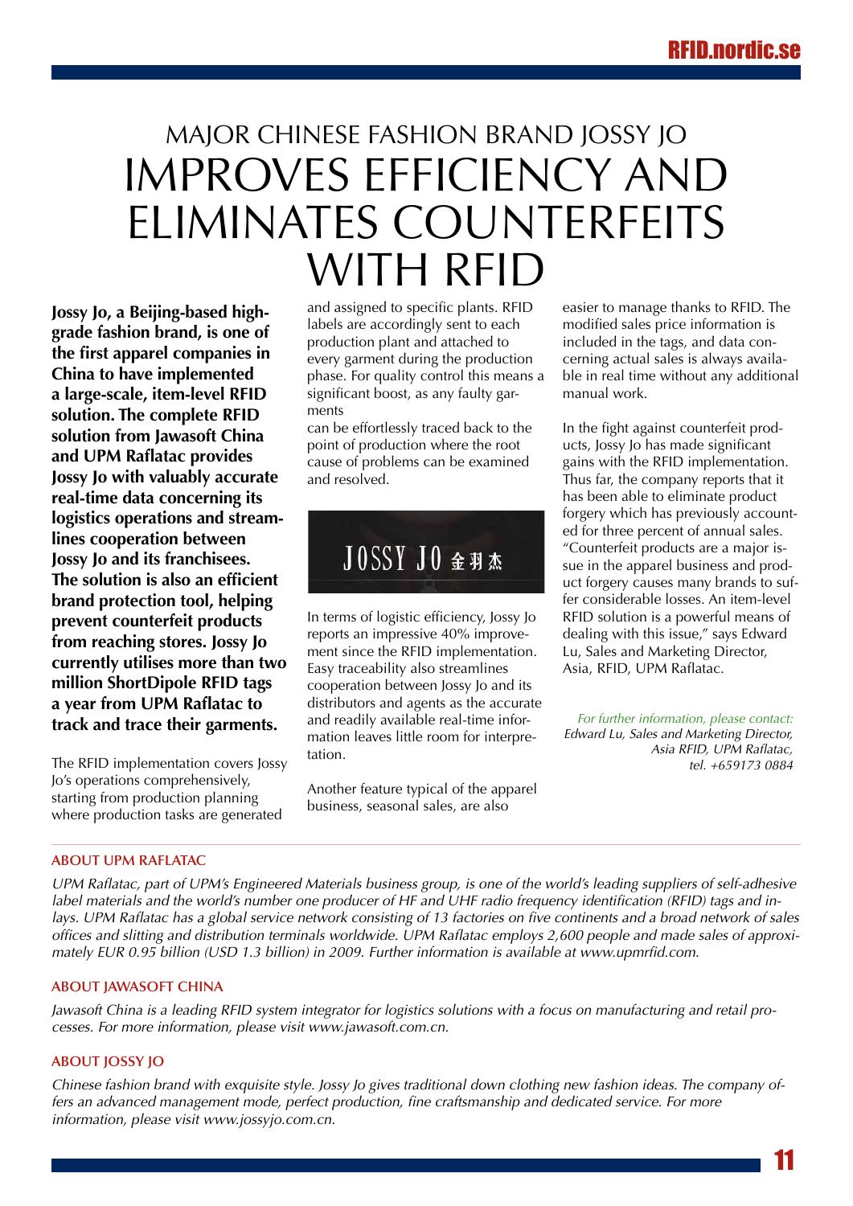# MAJOR CHINESE FASHION BRAND JOSSY JO IMPROVES EFFICIENCY AND ELIMINATES COUNTERFEITS WITH RFID

**Jossy Jo, a Beijing-based high-grade fashion brand, is one of the first apparel companies in China to have implemented a large-scale, item-level RFID solution. The complete RFID solution from Jawasoft China and UPM Raflatac provides Jossy Jo with valuably accurate real-time data concerning its logistics operations and streamlines cooperation between Jossy Jo and its franchisees. The solution is also an efficient brand protection tool, helping prevent counterfeit products from reaching stores. Jossy Jo currently utilises more than two million ShortDipole RFID tags a year from UPM Raflatac to track and trace their garments.**

The RFID implementation covers Jossy Jo's operations comprehensively, starting from production planning where production tasks are generated and assigned to specific plants. RFID labels are accordingly sent to each production plant and attached to every garment during the production phase. For quality control this means a significant boost, as any faulty garments can be effortlessly traced back to the point of production where the root cause of problems can be examined and resolved.

JOSSY JO 金羽杰

In terms of logistic efficiency, Jossy Jo reports an impressive 40% improvement since the RFID implementation. Easy traceability also streamlines cooperation between Jossy Jo and its distributors and agents as the accurate and readily available real-time information leaves little room for interpretation.

Another feature typical of the apparel business, seasonal sales, are also easier to manage thanks to RFID. The modified sales price information is included in the tags, and data concerning actual sales is always available in real time without any additional manual work.

In the fight against counterfeit products, Jossy Jo has made significant gains with the RFID implementation. Thus far, the company reports that it has been able to eliminate product forgery which has previously accounted for three percent of annual sales. "Counterfeit products are a major issue in the apparel business and product forgery causes many brands to suffer considerable losses. An item-level RFID solution is a powerful means of dealing with this issue," says Edward Lu, Sales and Marketing Director, Asia, RFID, UPM Raflatac.

*For further information, please contact:*
*Edward Lu, Sales and Marketing Director, Asia RFID, UPM Raflatac, tel. +659173 0884*

### ABOUT UPM RAFLATAC

*UPM Raflatac, part of UPM's Engineered Materials business group, is one of the world's leading suppliers of self-adhesive label materials and the world's number one producer of HF and UHF radio frequency identification (RFID) tags and inlays. UPM Raflatac has a global service network consisting of 13 factories on five continents and a broad network of sales offices and slitting and distribution terminals worldwide. UPM Raflatac employs 2,600 people and made sales of approximately EUR 0.95 billion (USD 1.3 billion) in 2009. Further information is available at www.upmrfid.com.*

### ABOUT JAWASOFT CHINA

*Jawasoft China is a leading RFID system integrator for logistics solutions with a focus on manufacturing and retail processes. For more information, please visit www.jawasoft.com.cn.*

### ABOUT JOSSY JO

*Chinese fashion brand with exquisite style. Jossy Jo gives traditional down clothing new fashion ideas. The company offers an advanced management mode, perfect production, fine craftsmanship and dedicated service. For more information, please visit www.jossyjo.com.cn.*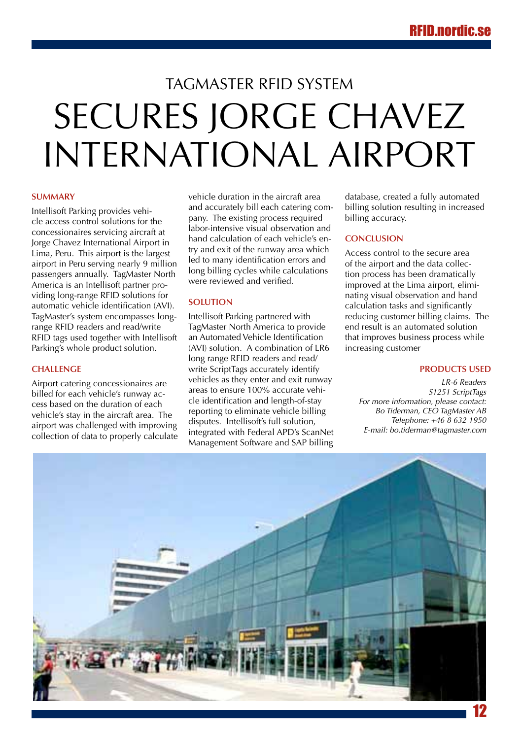# TAGMASTER RFID SYSTEM

# SECURES JORGE CHAVEZ INTERNATIONAL AIRPORT

### SUMMARY

Intellisoft Parking provides vehicle access control solutions for the concessionaires servicing aircraft at Jorge Chavez International Airport in Lima, Peru. This airport is the largest airport in Peru serving nearly 9 million passengers annually. TagMaster North America is an Intellisoft partner providing long-range RFID solutions for automatic vehicle identification (AVI). TagMaster's system encompasses long-range RFID readers and read/write RFID tags used together with Intellisoft Parking's whole product solution.

### CHALLENGE

Airport catering concessionaires are billed for each vehicle's runway access based on the duration of each vehicle's stay in the aircraft area. The airport was challenged with improving collection of data to properly calculate vehicle duration in the aircraft area and accurately bill each catering company. The existing process required labor-intensive visual observation and hand calculation of each vehicle's entry and exit of the runway area which led to many identification errors and long billing cycles while calculations were reviewed and verified.

### SOLUTION

Intellisoft Parking partnered with TagMaster North America to provide an Automated Vehicle Identification (AVI) solution. A combination of LR6 long range RFID readers and read/write ScriptTags accurately identify vehicles as they enter and exit runway areas to ensure 100% accurate vehicle identification and length-of-stay reporting to eliminate vehicle billing disputes. Intellisoft's full solution, integrated with Federal APD's ScanNet Management Software and SAP billing database, created a fully automated billing solution resulting in increased billing accuracy.

### CONCLUSION

Access control to the secure area of the airport and the data collection process has been dramatically improved at the Lima airport, eliminating visual observation and hand calculation tasks and significantly reducing customer billing claims. The end result is an automated solution that improves business process while increasing customer

### PRODUCTS USED

*LR-6 Readers*
*S1251 ScriptTags*
*For more information, please contact:*
*Bo Tiderman, CEO TagMaster AB*
*Telephone: +46 8 632 1950*
*E-mail: bo.tiderman@tagmaster.com*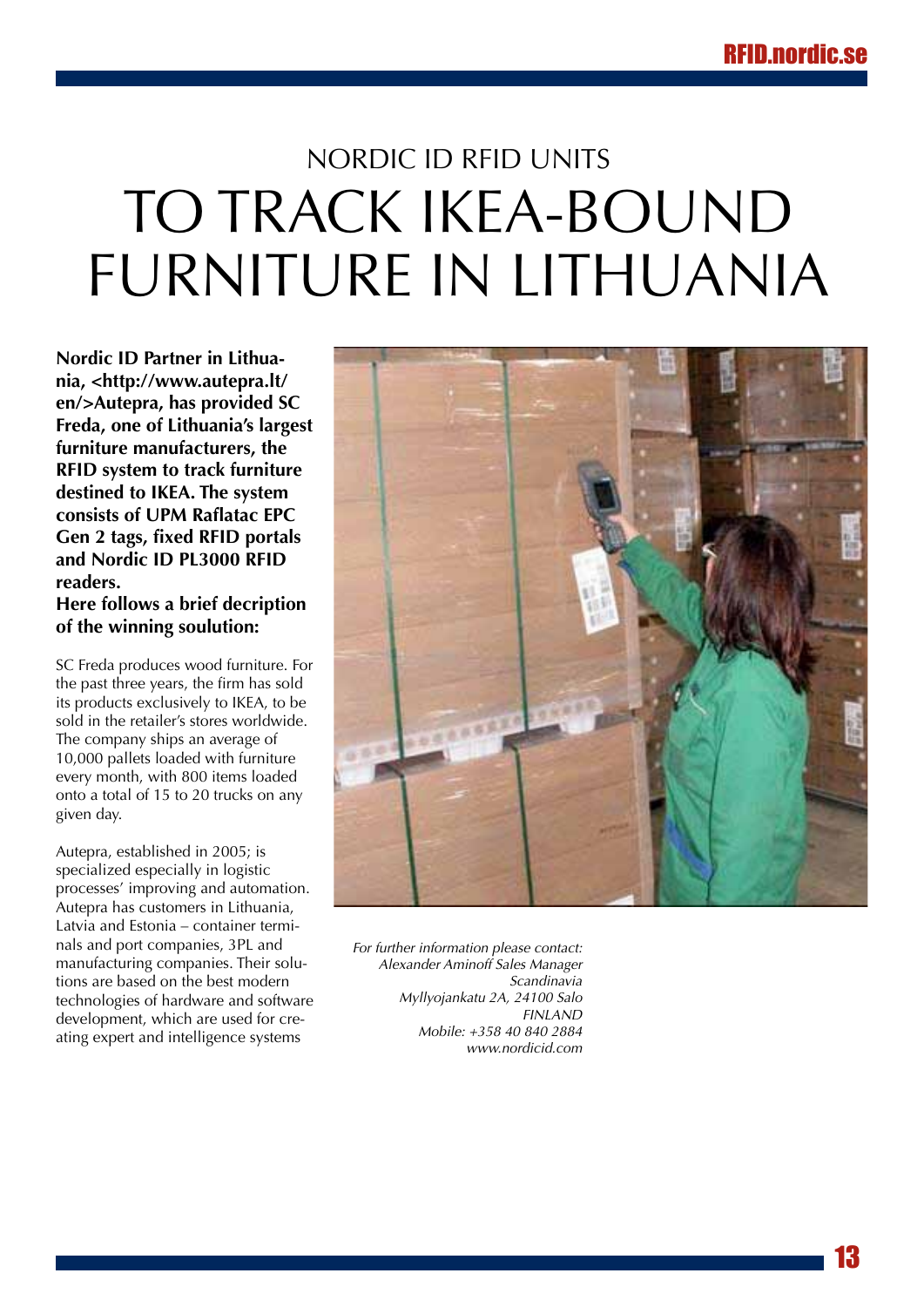# NORDIC ID RFID UNITS TO TRACK IKEA-BOUND FURNITURE IN LITHUANIA

**Nordic ID Partner in Lithuania, <http://www.autepra.lt/en/>Autepra, has provided SC Freda, one of Lithuania's largest furniture manufacturers, the RFID system to track furniture destined to IKEA. The system consists of UPM Raflatac EPC Gen 2 tags, fixed RFID portals and Nordic ID PL3000 RFID readers.**

**Here follows a brief decription of the winning soulution:**

SC Freda produces wood furniture. For the past three years, the firm has sold its products exclusively to IKEA, to be sold in the retailer's stores worldwide. The company ships an average of 10,000 pallets loaded with furniture every month, with 800 items loaded onto a total of 15 to 20 trucks on any given day.

Autepra, established in 2005; is specialized especially in logistic processes' improving and automation. Autepra has customers in Lithuania, Latvia and Estonia – container terminals and port companies, 3PL and manufacturing companies. Their solutions are based on the best modern technologies of hardware and software development, which are used for creating expert and intelligence systems

*For further information please contact:*
*Alexander Aminoff Sales Manager Scandinavia*
*Myllyojankatu 2A, 24100 Salo*
*FINLAND*
*Mobile: +358 40 840 2884*
*www.nordicid.com*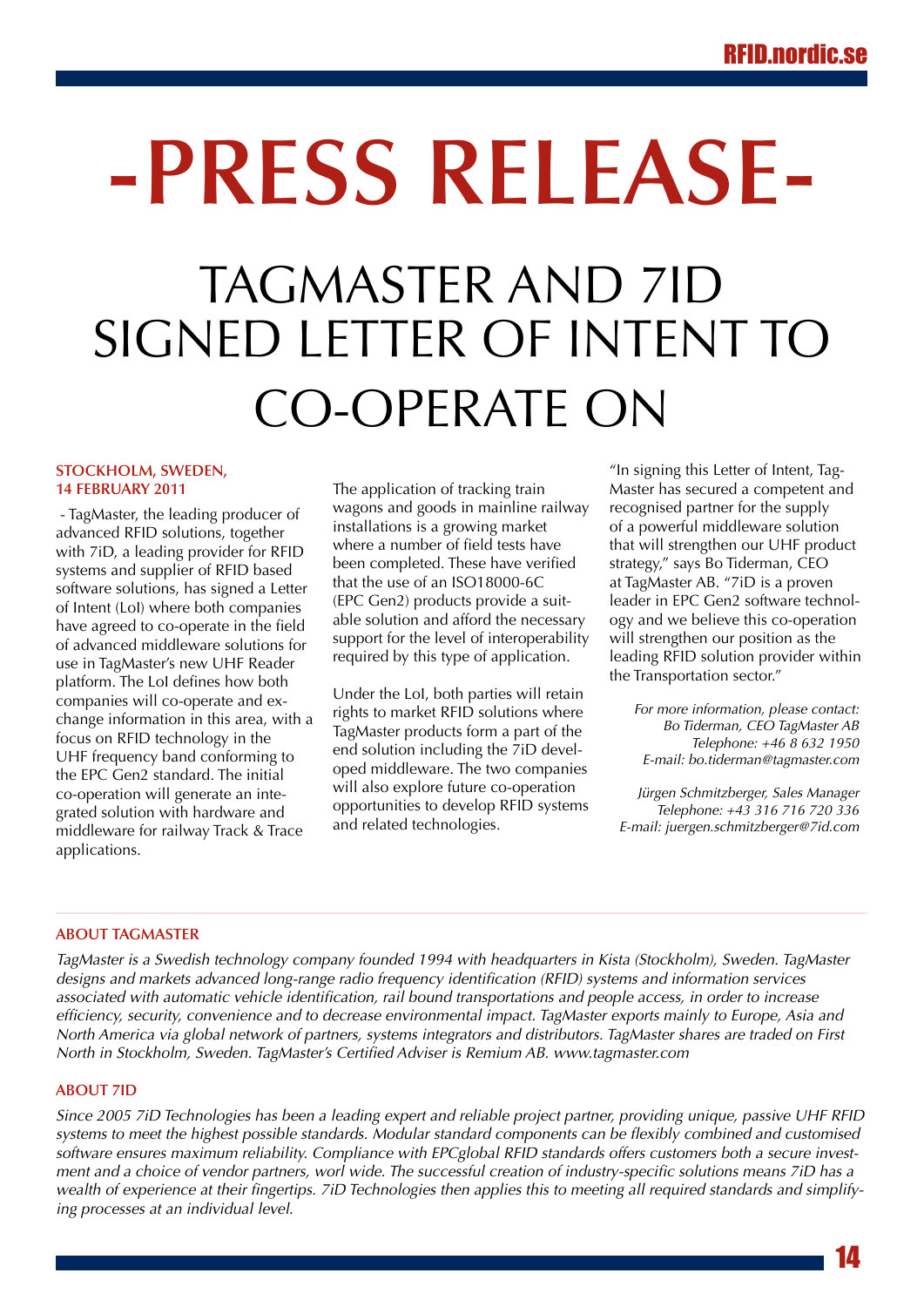# -PRESS RELEASE-

## TAGMASTER AND 7ID SIGNED LETTER OF INTENT TO CO-OPERATE ON

**STOCKHOLM, SWEDEN, 14 FEBRUARY 2011**

- TagMaster, the leading producer of advanced RFID solutions, together with 7iD, a leading provider for RFID systems and supplier of RFID based software solutions, has signed a Letter of Intent (LoI) where both companies have agreed to co-operate in the field of advanced middleware solutions for use in TagMaster's new UHF Reader platform. The LoI defines how both companies will co-operate and exchange information in this area, with a focus on RFID technology in the UHF frequency band conforming to the EPC Gen2 standard. The initial co-operation will generate an integrated solution with hardware and middleware for railway Track & Trace applications.

The application of tracking train wagons and goods in mainline railway installations is a growing market where a number of field tests have been completed. These have verified that the use of an ISO18000-6C (EPC Gen2) products provide a suitable solution and afford the necessary support for the level of interoperability required by this type of application.

Under the LoI, both parties will retain rights to market RFID solutions where TagMaster products form a part of the end solution including the 7iD developed middleware. The two companies will also explore future co-operation opportunities to develop RFID systems and related technologies.

"In signing this Letter of Intent, TagMaster has secured a competent and recognised partner for the supply of a powerful middleware solution that will strengthen our UHF product strategy," says Bo Tiderman, CEO at TagMaster AB. "7iD is a proven leader in EPC Gen2 software technology and we believe this co-operation will strengthen our position as the leading RFID solution provider within the Transportation sector."

*For more information, please contact:*
*Bo Tiderman, CEO TagMaster AB*
*Telephone: +46 8 632 1950*
*E-mail: bo.tiderman@tagmaster.com*

*Jürgen Schmitzberger, Sales Manager*
*Telephone: +43 316 716 720 336*
*E-mail: juergen.schmitzberger@7id.com*

### ABOUT TAGMASTER

*TagMaster is a Swedish technology company founded 1994 with headquarters in Kista (Stockholm), Sweden. TagMaster designs and markets advanced long-range radio frequency identification (RFID) systems and information services associated with automatic vehicle identification, rail bound transportations and people access, in order to increase efficiency, security, convenience and to decrease environmental impact. TagMaster exports mainly to Europe, Asia and North America via global network of partners, systems integrators and distributors. TagMaster shares are traded on First North in Stockholm, Sweden. TagMaster's Certified Adviser is Remium AB. www.tagmaster.com*

### ABOUT 7ID

*Since 2005 7iD Technologies has been a leading expert and reliable project partner, providing unique, passive UHF RFID systems to meet the highest possible standards. Modular standard components can be flexibly combined and customised software ensures maximum reliability. Compliance with EPCglobal RFID standards offers customers both a secure investment and a choice of vendor partners, worl wide. The successful creation of industry-specific solutions means 7iD has a wealth of experience at their fingertips. 7iD Technologies then applies this to meeting all required standards and simplifying processes at an individual level.*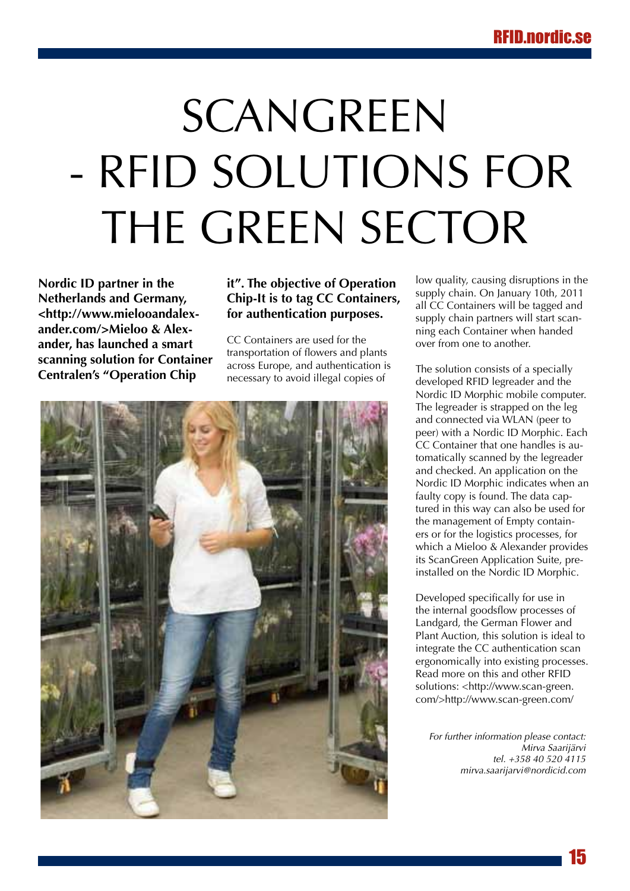# SCANGREEN - RFID SOLUTIONS FOR THE GREEN SECTOR

**Nordic ID partner in the Netherlands and Germany, <http://www.mielooandalexander.com/>Mieloo & Alexander, has launched a smart scanning solution for Container Centralen's "Operation Chip it". The objective of Operation Chip-It is to tag CC Containers, for authentication purposes.**

CC Containers are used for the transportation of flowers and plants across Europe, and authentication is necessary to avoid illegal copies of low quality, causing disruptions in the supply chain. On January 10th, 2011 all CC Containers will be tagged and supply chain partners will start scanning each Container when handed over from one to another.

The solution consists of a specially developed RFID legreader and the Nordic ID Morphic mobile computer. The legreader is strapped on the leg and connected via WLAN (peer to peer) with a Nordic ID Morphic. Each CC Container that one handles is automatically scanned by the legreader and checked. An application on the Nordic ID Morphic indicates when an faulty copy is found. The data captured in this way can also be used for the management of Empty containers or for the logistics processes, for which a Mieloo & Alexander provides its ScanGreen Application Suite, preinstalled on the Nordic ID Morphic.

Developed specifically for use in the internal goodsflow processes of Landgard, the German Flower and Plant Auction, this solution is ideal to integrate the CC authentication scan ergonomically into existing processes. Read more on this and other RFID solutions: <http://www.scan-green.com/>http://www.scan-green.com/

*For further information please contact:*
*Mirva Saarijärvi*
*tel. +358 40 520 4115*
*mirva.saarijarvi@nordicid.com*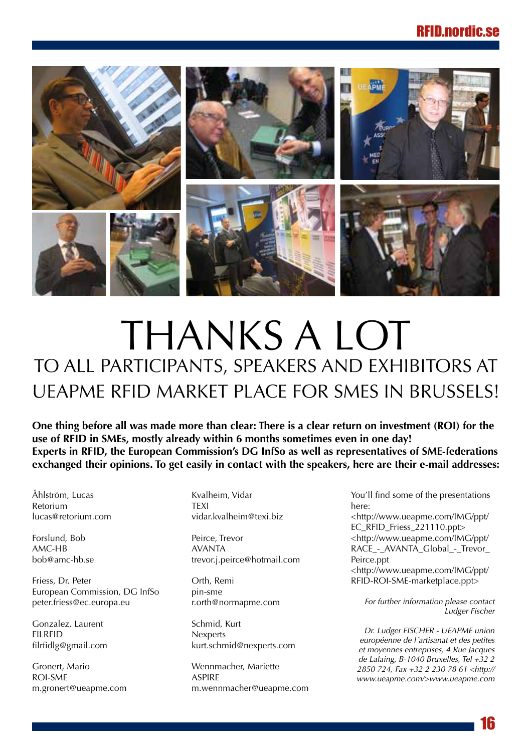# THANKS A LOT

## TO ALL PARTICIPANTS, SPEAKERS AND EXHIBITORS AT UEAPME RFID MARKET PLACE FOR SMES IN BRUSSELS!

**One thing before all was made more than clear: There is a clear return on investment (ROI) for the use of RFID in SMEs, mostly already within 6 months sometimes even in one day!**
**Experts in RFID, the European Commission's DG InfSo as well as representatives of SME-federations exchanged their opinions. To get easily in contact with the speakers, here are their e-mail addresses:**

Åhlström, Lucas
Retorium
lucas@retorium.com

Forslund, Bob
AMC-HB
bob@amc-hb.se

Friess, Dr. Peter
European Commission, DG InfSo
peter.friess@ec.europa.eu

Gonzalez, Laurent
FILRFID
filrfidlg@gmail.com

Gronert, Mario
ROI-SME
m.gronert@ueapme.com

Kvalheim, Vidar
TEXI
vidar.kvalheim@texi.biz

Peirce, Trevor
AVANTA
trevor.j.peirce@hotmail.com

Orth, Remi
pin-sme
r.orth@normapme.com

Schmid, Kurt
Nexperts
kurt.schmid@nexperts.com

Wennmacher, Mariette
ASPIRE
m.wennmacher@ueapme.com

You'll find some of the presentations here:
<http://www.ueapme.com/IMG/ppt/EC_RFID_Friess_221110.ppt>
<http://www.ueapme.com/IMG/ppt/RACE_-_AVANTA_Global_-_Trevor_Peirce.ppt
<http://www.ueapme.com/IMG/ppt/RFID-ROI-SME-marketplace.ppt>

*For further information please contact Ludger Fischer*

*Dr. Ludger FISCHER - UEAPME union européenne de l´artisanat et des petites et moyennes entreprises, 4 Rue Jacques de Lalaing, B-1040 Bruxelles, Tel +32 2 2850 724, Fax +32 2 230 78 61 <http://www.ueapme.com/>www.ueapme.com*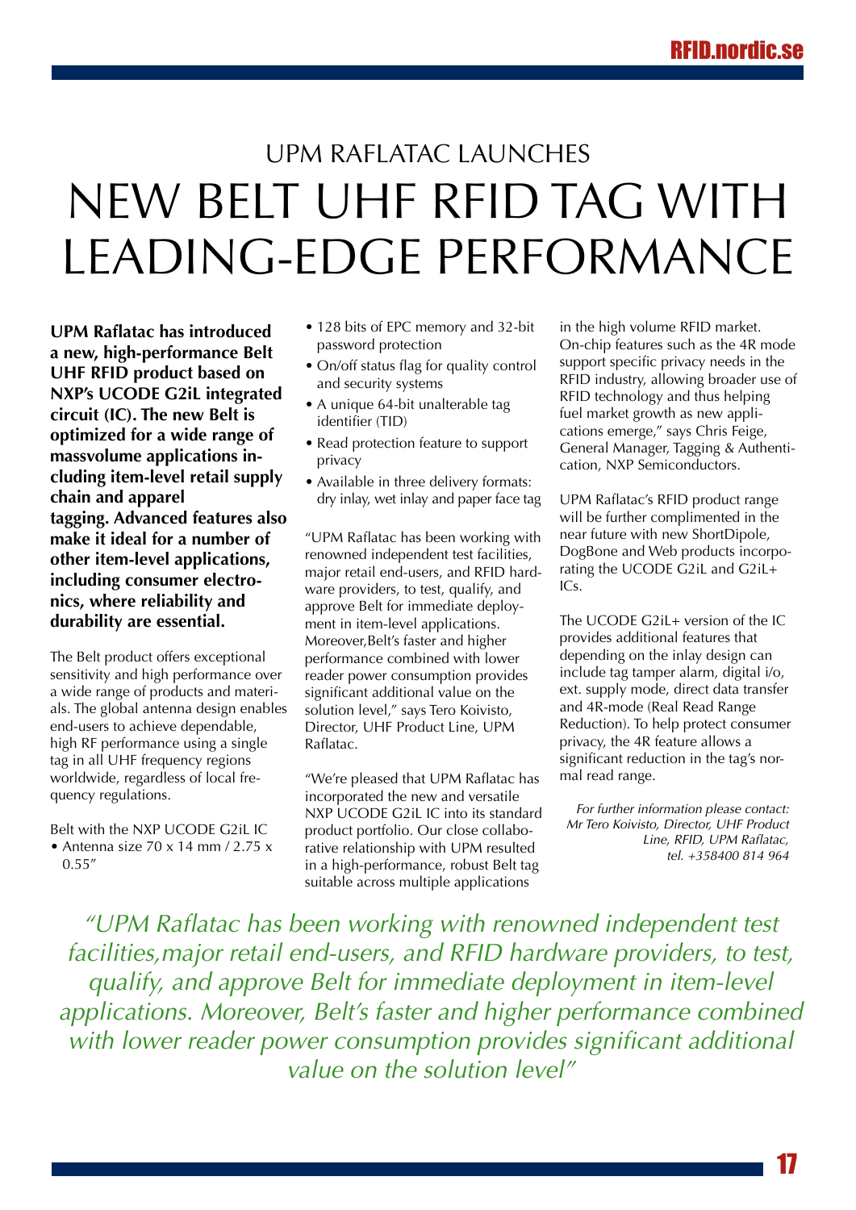## UPM RAFLATAC LAUNCHES

# NEW BELT UHF RFID TAG WITH LEADING-EDGE PERFORMANCE

**UPM Raflatac has introduced a new, high-performance Belt UHF RFID product based on NXP's UCODE G2iL integrated circuit (IC). The new Belt is optimized for a wide range of massvolume applications including item-level retail supply chain and apparel tagging. Advanced features also make it ideal for a number of other item-level applications, including consumer electronics, where reliability and durability are essential.**

The Belt product offers exceptional sensitivity and high performance over a wide range of products and materials. The global antenna design enables end-users to achieve dependable, high RF performance using a single tag in all UHF frequency regions worldwide, regardless of local frequency regulations.

Belt with the NXP UCODE G2iL IC

- Antenna size 70 x 14 mm / 2.75 x 0.55″
- 128 bits of EPC memory and 32-bit password protection
- On/off status flag for quality control and security systems
- A unique 64-bit unalterable tag identifier (TID)
- Read protection feature to support privacy
- Available in three delivery formats: dry inlay, wet inlay and paper face tag

"UPM Raflatac has been working with renowned independent test facilities, major retail end-users, and RFID hardware providers, to test, qualify, and approve Belt for immediate deployment in item-level applications. Moreover,Belt's faster and higher performance combined with lower reader power consumption provides significant additional value on the solution level," says Tero Koivisto, Director, UHF Product Line, UPM Raflatac.

"We're pleased that UPM Raflatac has incorporated the new and versatile NXP UCODE G2iL IC into its standard product portfolio. Our close collaborative relationship with UPM resulted in a high-performance, robust Belt tag suitable across multiple applications in the high volume RFID market. On-chip features such as the 4R mode support specific privacy needs in the RFID industry, allowing broader use of RFID technology and thus helping fuel market growth as new applications emerge," says Chris Feige, General Manager, Tagging & Authentication, NXP Semiconductors.

UPM Raflatac's RFID product range will be further complimented in the near future with new ShortDipole, DogBone and Web products incorporating the UCODE G2iL and G2iL+ ICs.

The UCODE G2iL+ version of the IC provides additional features that depending on the inlay design can include tag tamper alarm, digital i/o, ext. supply mode, direct data transfer and 4R-mode (Real Read Range Reduction). To help protect consumer privacy, the 4R feature allows a significant reduction in the tag's normal read range.

*For further information please contact: Mr Tero Koivisto, Director, UHF Product Line, RFID, UPM Raflatac, tel. +358400 814 964*

*"UPM Raflatac has been working with renowned independent test facilities,major retail end-users, and RFID hardware providers, to test, qualify, and approve Belt for immediate deployment in item-level applications. Moreover, Belt's faster and higher performance combined with lower reader power consumption provides significant additional value on the solution level"*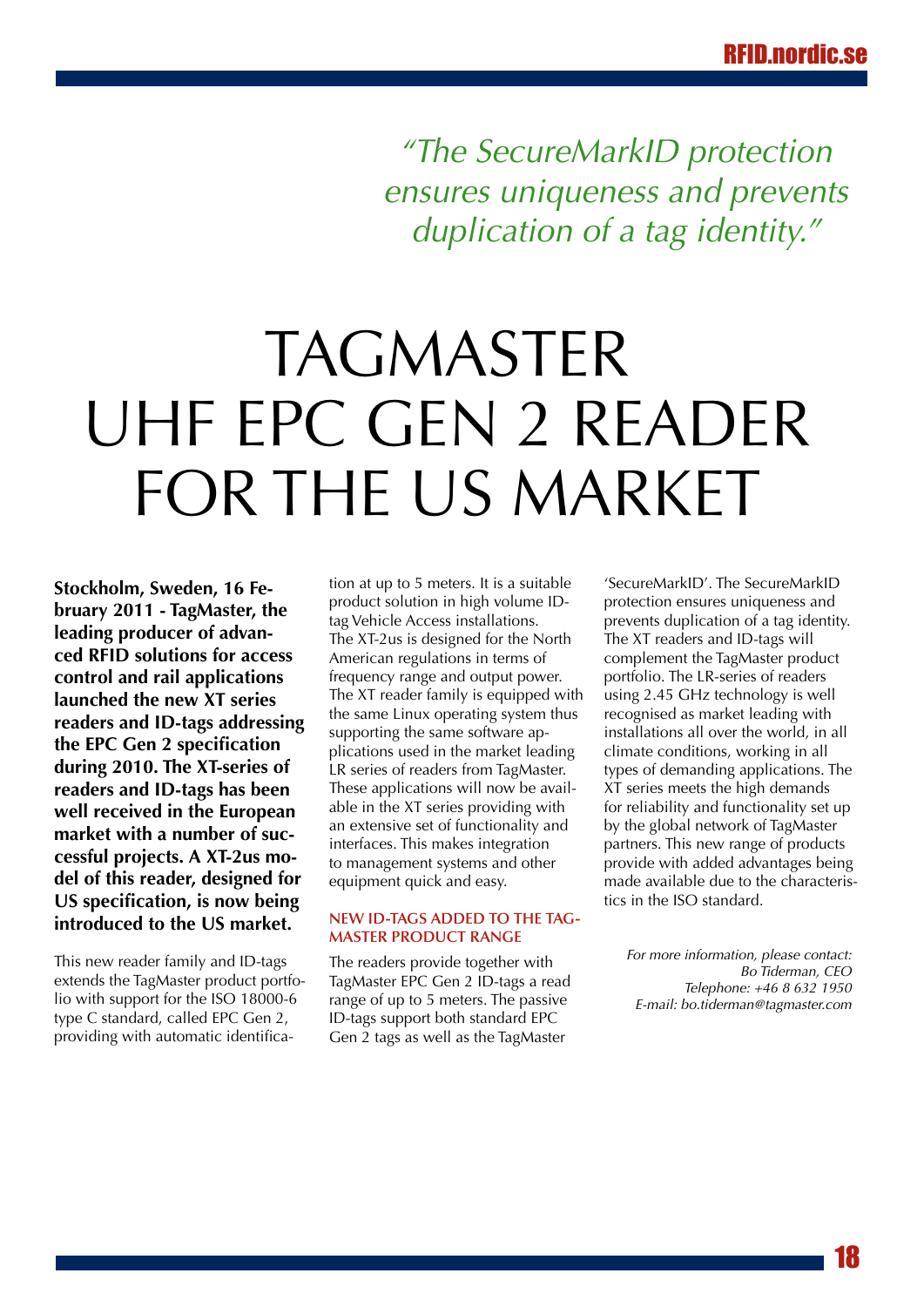*"The SecureMarkID protection ensures uniqueness and prevents duplication of a tag identity."*

# TAGMASTER UHF EPC GEN 2 READER FOR THE US MARKET

**Stockholm, Sweden, 16 February 2011 - TagMaster, the leading producer of advanced RFID solutions for access control and rail applications launched the new XT series readers and ID-tags addressing the EPC Gen 2 specification during 2010. The XT-series of readers and ID-tags has been well received in the European market with a number of successful projects. A XT-2us model of this reader, designed for US specification, is now being introduced to the US market.**

This new reader family and ID-tags extends the TagMaster product portfolio with support for the ISO 18000-6 type C standard, called EPC Gen 2, providing with automatic identification at up to 5 meters. It is a suitable product solution in high volume ID-tag Vehicle Access installations. The XT-2us is designed for the North American regulations in terms of frequency range and output power. The XT reader family is equipped with the same Linux operating system thus supporting the same software applications used in the market leading LR series of readers from TagMaster. These applications will now be available in the XT series providing with an extensive set of functionality and interfaces. This makes integration to management systems and other equipment quick and easy.

### NEW ID-TAGS ADDED TO THE TAGMASTER PRODUCT RANGE

The readers provide together with TagMaster EPC Gen 2 ID-tags a read range of up to 5 meters. The passive ID-tags support both standard EPC Gen 2 tags as well as the TagMaster 'SecureMarkID'. The SecureMarkID protection ensures uniqueness and prevents duplication of a tag identity. The XT readers and ID-tags will complement the TagMaster product portfolio. The LR-series of readers using 2.45 GHz technology is well recognised as market leading with installations all over the world, in all climate conditions, working in all types of demanding applications. The XT series meets the high demands for reliability and functionality set up by the global network of TagMaster partners. This new range of products provide with added advantages being made available due to the characteristics in the ISO standard.

*For more information, please contact:*
*Bo Tiderman, CEO*
*Telephone: +46 8 632 1950*
*E-mail: bo.tiderman@tagmaster.com*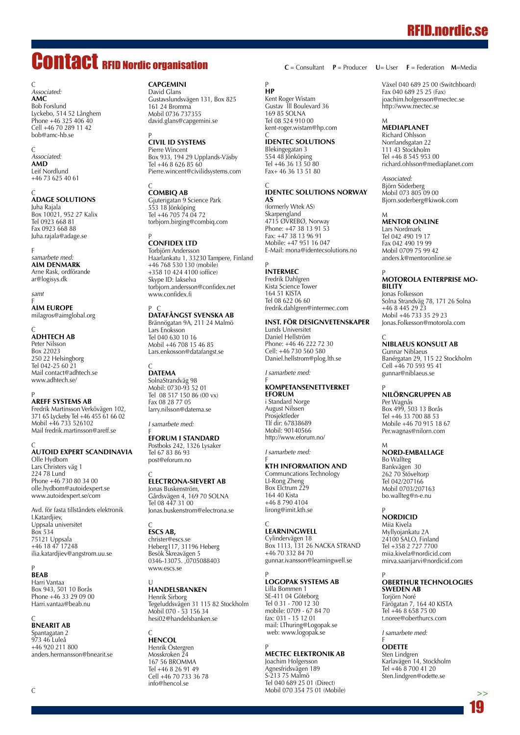# Contact RFID Nordic organisation

**C** = Consultant **P** = Producer **U**= User **F** = Federation **M**=Media

C
*Associated:*
**AMC**
Bob Forslund
Lyckebo, 514 52 Långhem
Phone +46 325 406 40
Cell +46 70 289 11 42
bob@amc-hb.se

C
*Associated:*
**AMD**
Leif Nordlund
+46 73 625 40 61

C
**ADAGE SOLUTIONS**
Juha Rajala
Box 10021, 952 27 Kalix
Tel 0923 668 81
Fax 0923 668 88
Juha.rajala@adage.se

F
*samarbete med:*
**AIM DENMARK**
Arne Rask, ordförande
ar@logisys.dk

*samt*
F
**AIM EUROPE**
milagros@aimglobal.org

C
**ADHTECH AB**
Peter Nilsson
Box 22023
250 22 Helsingborg
Tel 042-25 60 21
Mail contact@adhtech.se
www.adhtech.se/

P
**AREFF SYSTEMS AB**
Fredrik Martinsson Verkövägen 102,
371 65 Lyckeby Tel +46 455 61 66 02
Mobil +46 733 526102
Mail fredrik.martinsson@areff.se

C
**AUTOID EXPERT SCANDINAVIA**
Olle Hydbom
Lars Christers väg 1
224 78 Lund
Phone +46 730 80 34 00
olle.hydbom@autoidexpert.se
www.autoidexpert.se/com

Avd. för fasta tillståndets elektronik
I.Katardjiev,
Uppsala universitet
Box 534
75121 Uppsala
+46 18 47 17248
ilia.katardjiev@angstrom.uu.se

P
**BEAB**
Harri Vantaa
Box 943, 501 10 Borås
Phone +46 33 29 09 00
Harri.vantaa@beab.nu

C
**BNEARIT AB**
Spantagatan 2
973 46 Luleå
+46 920 211 800
anders.hermansson@bnearit.se

C

**CAPGEMINI**
David Glans
Gustavslundsvägen 131, Box 825
161 24 Bromma
Mobil 0736 737355
david.glans@capgemini.se

P
**CIVIL ID SYSTEMS**
Pierre Wincent
Box 933, 194 29 Upplands-Väsby
Tel +46 8 626 85 60
Pierre.wincent@civilidsystems.com

C
**COMBIQ AB**
Gjuterigatan 9 Science Park
553 18 Jönköping
Tel +46 705 74 04 72
torbjorn.birging@combiq.com

P
**CONFIDEX LTD**
Torbjörn Andersson
Haarlankatu 1, 33230 Tampere, Finland
+46 768 530 130 (mobile)
+358 10 424 4100 (office)
Skype ID: lakselva
torbjorn.andersson@confidex.net
www.confidex.fi

P C
**DATAFÅNGST SVENSKA AB**
Brännögatan 9A, 211 24 Malmö
Lars Enoksson
Tel 040 630 10 16
Mobil +46 708 15 46 85
Lars.enkosson@datafangst.se

C
**DATEMA**
SolnaStrandväg 98
Mobil: 0730-93 52 01
Tel 08 517 150 86 (00 vx)
Fax 08 28 77 05
larry.nilsson@datema.se

*I samarbete med:*
F
**EFORUM I STANDARD**
Postboks 242, 1326 Lysaker
Tel 67 83 86 93
post@eforum.no

C
**ELECTRONA-SIEVERT AB**
Jonas Buskenström,
Gårdsvägen 4, 169 70 SOLNA
Tel 08 447 31 00
Jonas.buskenstrom@electrona.se

C
**ESCS AB,**
christer@escs.se
Heberg117, 31196 Heberg
Besök Skreavägen 5
0346-13075. ,0705088403
www.escs.se

U
**HANDELSBANKEN**
Henrik Sirborg
Tegeluddsvägen 31 115 82 Stockholm
Mobil 070 - 53 156 34
hesi02@handelsbanken.se

C
**HENCOL**
Henrik Östergren
Mosskroken 24
167 56 BROMMA
Tel +46 8 26 91 49
Cell +46 70 733 36 78
info@hencol.se

P
**HP**
Kent Roger Wistam
Gustav III Boulevard 36
169 85 SOLNA
Tel 08 524 910 00
kent-roger.wistam@hp.com

C
**IDENTEC SOLUTIONS**
Blekingegatan 3
554 48 Jönköping
Tel +46 36 13 50 80
Fax+ 46 36 13 51 80

C
**IDENTEC SOLUTIONS NORWAY AS**
(formerly Wtek AS)
Skarpengland
4715 ØVREBØ, Norway
Phone: +47 38 13 91 53
Fax: +47 38 13 96 91
Mobile: +47 951 16 047
E-Mail: mona@identecsolutions.no

P
**INTERMEC**
Fredrik Dahlgren
Kista Science Tower
164 51 KISTA
Tel 08 622 06 60
fredrik.dahlgren@intermec.com

**INST. FÖR DESIGNVETENSKAPER**
Lunds Universitet
Daniel Hellström
Phone: +46 46 222 72 30
Cell: +46 730 560 580
Daniel.hellstrom@plog.lth.se

*I samarbete med:*
F
**KOMPETANSENETTVERKET EFORUM**
i Standard Norge
August Nilssen
Prosjektleder
Tlf dir: 67838689
Mobil: 90140566
http://www.eforum.no/

*I samarbete med:*
F
**KTH INFORMATION AND**
Communcations Technology
LI-Rong Zheng
Box Elctrum 229
164 40 Kista
+46 8 790 4104
lirong@imit.kth.se

C
**LEARNINGWELL**
Cylindervägen 18
Box 1113, 131 26 NACKA STRAND
+46 70 332 84 70
gunnar.ivansson@learningwell.se

P
**LOGOPAK SYSTEMS AB**
Lilla Bommen 1
SE-411 04 Göteborg
Tel 0 31 - 700 12 30
mobile: 0709 - 67 84 70
fax: 031 - 15 12 01
mail: LThuring@Logopak.se
web: www.logopak.se

P
**MECTEC ELEKTRONIK AB**
Joachim Holgersson
Agnesfridsvägen 189
S-213 75 Malmö
Tel 040 689 25 01 (Direct)
Mobil 070 354 75 01 (Mobile)
Växel 040 689 25 00 (Switchboard)
Fax 040 689 25 25 (Fax)
joachim.holgersson@mectec.se
http://www.mectec.se

M
**MEDIAPLANET**
Richard Ohlsson
Norrlandsgatan 22
111 43 Stockholm
Tel +46 8 545 953 00
richard.ohlsson@mediaplanet.com

*Associated:*
Björn Söderberg
Mobil 073 805 09 00
Bjorn.soderberg@kiwok.com

M
**MENTOR ONLINE**
Lars Nordmark
Tel 042 490 19 17
Fax 042 490 19 99
Mobil 0709 75 99 42
anders.k@mentoronline.se

P
**MOTOROLA ENTERPRISE MOBILITY**
Jonas Folkesson
Solna Strandväg 78, 171 26 Solna
+46 8 445 29 23
Mobil +46 733 35 29 23
Jonas.Folkesson@motorola.com

C
**NIBLAEUS KONSULT AB**
Gunnar Niblaeus
Banérgatan 29, 115 22 Stockholm
Cell +46 70 593 95 41
gunnar@niblaeus.se

P
**NILÖRNGRUPPEN AB**
Per Wagnås
Box 499, 503 13 Borås
Tel +46 33 700 88 53
Mobile +46 70 915 18 67
Per.wagnas@nilorn.com

M
**NORD-EMBALLAGE**
Bo Wallteg
Bankvägen 30
262 70 Stöveltorp
Tel 042/207166
Mobil 0703/207163
bo.wallteg@n-e.nu

P
**NORDICID**
Miia Kivela
Myllyojankatu 2A
24100 SALO, Finland
Tel +358 2 727 7700
miia.kivela@nordicid.com
mirva.saarijarvi@nordicid.com

P
**OBERTHUR TECHNOLOGIES SWEDEN AB**
Torjörn Noré
Färögatan 7, 164 40 KISTA
Tel +46 8 658 75 00
t.noree@oberthurcs.com

*I samarbete med:*
F
**ODETTE**
Sten Lindgren
Karlavägen 14, Stockholm
Tel +46 8 700 41 20
Sten.lindgren@odette.se

>>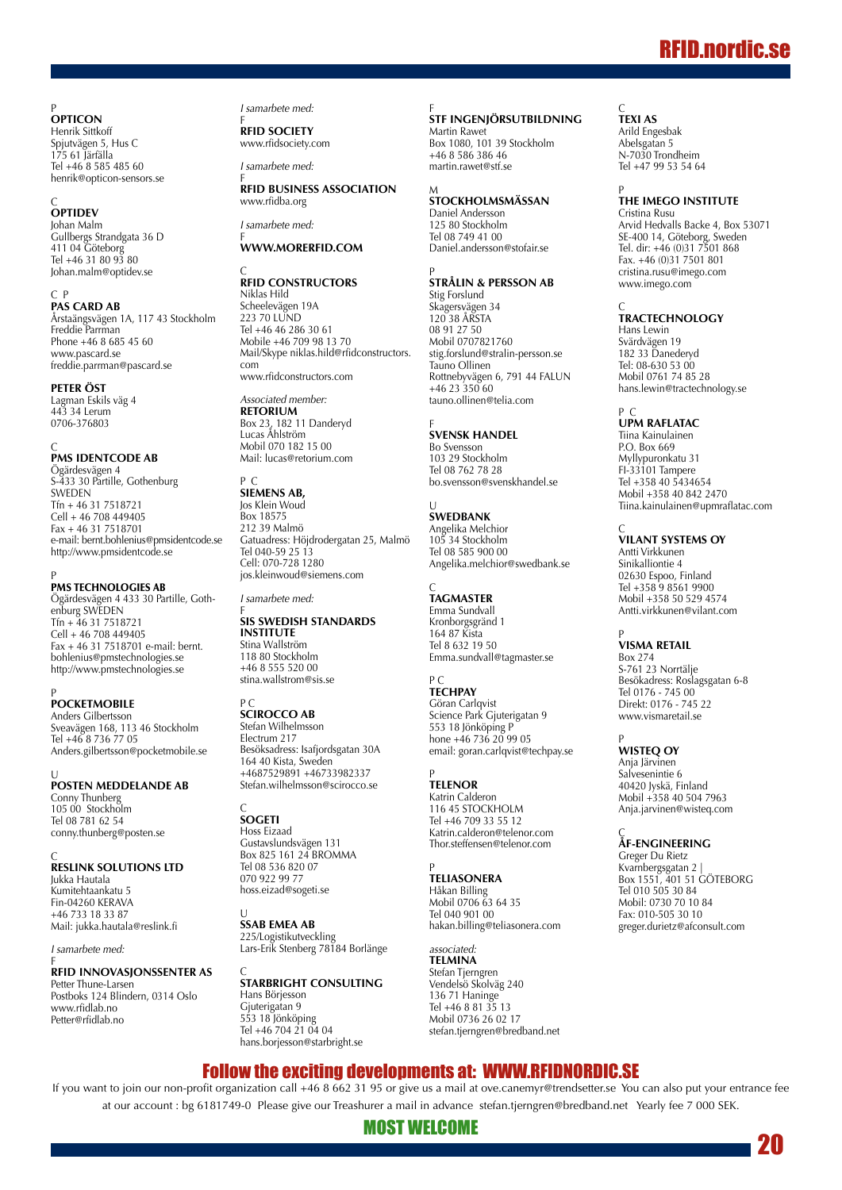P
**OPTICON**
Henrik Sittkoff
Spjutvägen 5, Hus C
175 61 Järfälla
Tel +46 8 585 485 60
henrik@opticon-sensors.se

C
**OPTIDEV**
Johan Malm
Gullbergs Strandgata 36 D
411 04 Göteborg
Tel +46 31 80 93 80
Johan.malm@optidev.se

C P
**PAS CARD AB**
Årstaängsvägen 1A, 117 43 Stockholm
Freddie Parrman
Phone +46 8 685 45 60
www.pascard.se
freddie.parrman@pascard.se

**PETER ÖST**
Lagman Eskils väg 4
443 34 Lerum
0706-376803

C
**PMS IDENTCODE AB**
Ögärdesvägen 4
S-433 30 Partille, Gothenburg
SWEDEN
Tfn + 46 31 7518721
Cell + 46 708 449405
Fax + 46 31 7518701
e-mail: bernt.bohlenius@pmsidentcode.se
http://www.pmsidentcode.se

P
**PMS TECHNOLOGIES AB**
Ögärdesvägen 4 433 30 Partille, Gothenburg SWEDEN
Tfn + 46 31 7518721
Cell + 46 708 449405
Fax + 46 31 7518701 e-mail: bernt.bohlenius@pmstechnologies.se
http://www.pmstechnologies.se

P
**POCKETMOBILE**
Anders Gilbertsson
Sveavägen 168, 113 46 Stockholm
Tel +46 8 736 77 05
Anders.gilbertsson@pocketmobile.se

U
**POSTEN MEDDELANDE AB**
Conny Thunberg
105 00 Stockholm
Tel 08 781 62 54
conny.thunberg@posten.se

C
**RESLINK SOLUTIONS LTD**
Jukka Hautala
Kumitehtaankatu 5
Fin-04260 KERAVA
+46 733 18 33 87
Mail: jukka.hautala@reslink.fi

*I samarbete med:*
F
**RFID INNOVASJONSSENTER AS**
Petter Thune-Larsen
Postboks 124 Blindern, 0314 Oslo
www.rfidlab.no
Petter@rfidlab.no

*I samarbete med:*
F
**RFID SOCIETY**
www.rfidsociety.com

*I samarbete med:*
F
**RFID BUSINESS ASSOCIATION**
www.rfidba.org

*I samarbete med:*
F
**WWW.MORERFID.COM**

C
**RFID CONSTRUCTORS**
Niklas Hild
Scheelevägen 19A
223 70 LUND
Tel +46 46 286 30 61
Mobile +46 709 98 13 70
Mail/Skype niklas.hild@rfidconstructors.com
www.rfidconstructors.com

*Associated member:*
**RETORIUM**
Box 23, 182 11 Danderyd
Lucas Åhlström
Mobil 070 182 15 00
Mail: lucas@retorium.com

P C
**SIEMENS AB,**
Jos Klein Woud
Box 18575
212 39 Malmö
Gatuadress: Höjdrodergatan 25, Malmö
Tel 040-59 25 13
Cell: 070-728 1280
jos.kleinwoud@siemens.com

*I samarbete med:*
F
**SIS SWEDISH STANDARDS INSTITUTE**
Stina Wallström
118 80 Stockholm
+46 8 555 520 00
stina.wallstrom@sis.se

P C
**SCIROCCO AB**
Stefan Wilhelmsson
Electrum 217
Besöksadress: Isafjordsgatan 30A
164 40 Kista, Sweden
+4687529891 +46733982337
Stefan.wilhelmsson@scirocco.se

C
**SOGETI**
Hoss Eizaad
Gustavslundsvägen 131
Box 825 161 24 BROMMA
Tel 08 536 820 07
070 922 99 77
hoss.eizad@sogeti.se

U
**SSAB EMEA AB**
225/Logistikutveckling
Lars-Erik Stenberg 78184 Borlänge

C
**STARBRIGHT CONSULTING**
Hans Börjesson
Gjuterigatan 9
553 18 Jönköping
Tel +46 704 21 04 04
hans.borjesson@starbright.se

F
**STF INGENJÖRSUTBILDNING**
Martin Rawet
Box 1080, 101 39 Stockholm
+46 8 586 386 46
martin.rawet@stf.se

M
**STOCKHOLMSMÄSSAN**
Daniel Andersson
125 80 Stockholm
Tel 08 749 41 00
Daniel.andersson@stofair.se

P
**STRÅLIN & PERSSON AB**
Stig Forslund
Skagersvägen 34
120 38 ÅRSTA
08 91 27 50
Mobil 0707821760
stig.forslund@stralin-persson.se
Tauno Ollinen
Rottnebyvägen 6, 791 44 FALUN
+46 23 350 60
tauno.ollinen@telia.com

F
**SVENSK HANDEL**
Bo Svensson
103 29 Stockholm
Tel 08 762 78 28
bo.svensson@svenskhandel.se

U
**SWEDBANK**
Angelika Melchior
105 34 Stockholm
Tel 08 585 900 00
Angelika.melchior@swedbank.se

C
**TAGMASTER**
Emma Sundvall
Kronborgsgränd 1
164 87 Kista
Tel 8 632 19 50
Emma.sundvall@tagmaster.se

P C
**TECHPAY**
Göran Carlqvist
Science Park Gjuterigatan 9
553 18 Jönköping P
hone +46 736 20 99 05
email: goran.carlqvist@techpay.se

P
**TELENOR**
Katrin Calderon
116 45 STOCKHOLM
Tel +46 709 33 55 12
Katrin.calderon@telenor.com
Thor.steffensen@telenor.com

P
**TELIASONERA**
Håkan Billing
Mobil 0706 63 64 35
Tel 040 901 00
hakan.billing@teliasonera.com

*associated:*
**TELMINA**
Stefan Tjerngren
Vendelsö Skolväg 240
136 71 Haninge
Tel +46 8 81 35 13
Mobil 0736 26 02 17
stefan.tjerngren@bredband.net

C
**TEXI AS**
Arild Engesbak
Abelsgatan 5
N-7030 Trondheim
Tel +47 99 53 54 64

P
**THE IMEGO INSTITUTE**
Cristina Rusu
Arvid Hedvalls Backe 4, Box 53071
SE-400 14, Göteborg, Sweden
Tel. dir: +46 (0)31 7501 868
Fax. +46 (0)31 7501 801
cristina.rusu@imego.com
www.imego.com

C
**TRACTECHNOLOGY**
Hans Lewin
Svärdvägen 19
182 33 Danederyd
Tel: 08-630 53 00
Mobil 0761 74 85 28
hans.lewin@tractechnology.se

P C
**UPM RAFLATAC**
Tiina Kainulainen
P.O. Box 669
Myllypuronkatu 31
FI-33101 Tampere
Tel +358 40 5434654
Mobil +358 40 842 2470
Tiina.kainulainen@upmraflatac.com

C
**VILANT SYSTEMS OY**
Antti Virkkunen
Sinikalliontie 4
02630 Espoo, Finland
Tel +358 9 8561 9900
Mobil +358 50 529 4574
Antti.virkkunen@vilant.com

P
**VISMA RETAIL**
Box 274
S-761 23 Norrtälje
Besökadress: Roslagsgatan 6-8
Tel 0176 - 745 00
Direkt: 0176 - 745 22
www.vismaretail.se

P
**WISTEQ OY**
Anja Järvinen
Salvesenintie 6
40420 Jyskä, Finland
Mobil +358 40 504 7963
Anja.jarvinen@wisteq.com

C
**ÅF-ENGINEERING**
Greger Du Rietz
Kvarnbergsgatan 2 |
Box 1551, 401 51 GÖTEBORG
Tel 010 505 30 84
Mobil: 0730 70 10 84
Fax: 010-505 30 10
greger.durietz@afconsult.com

**Follow the exciting developments at: WWW.RFIDNORDIC.SE**

If you want to join our non-profit organization call +46 8 662 31 95 or give us a mail at ove.canemyr@trendsetter.se You can also put your entrance fee at our account : bg 6181749-0 Please give our Treasurer a mail in advance stefan.tjerngren@bredband.net Yearly fee 7 000 SEK.

**MOST WELCOME**